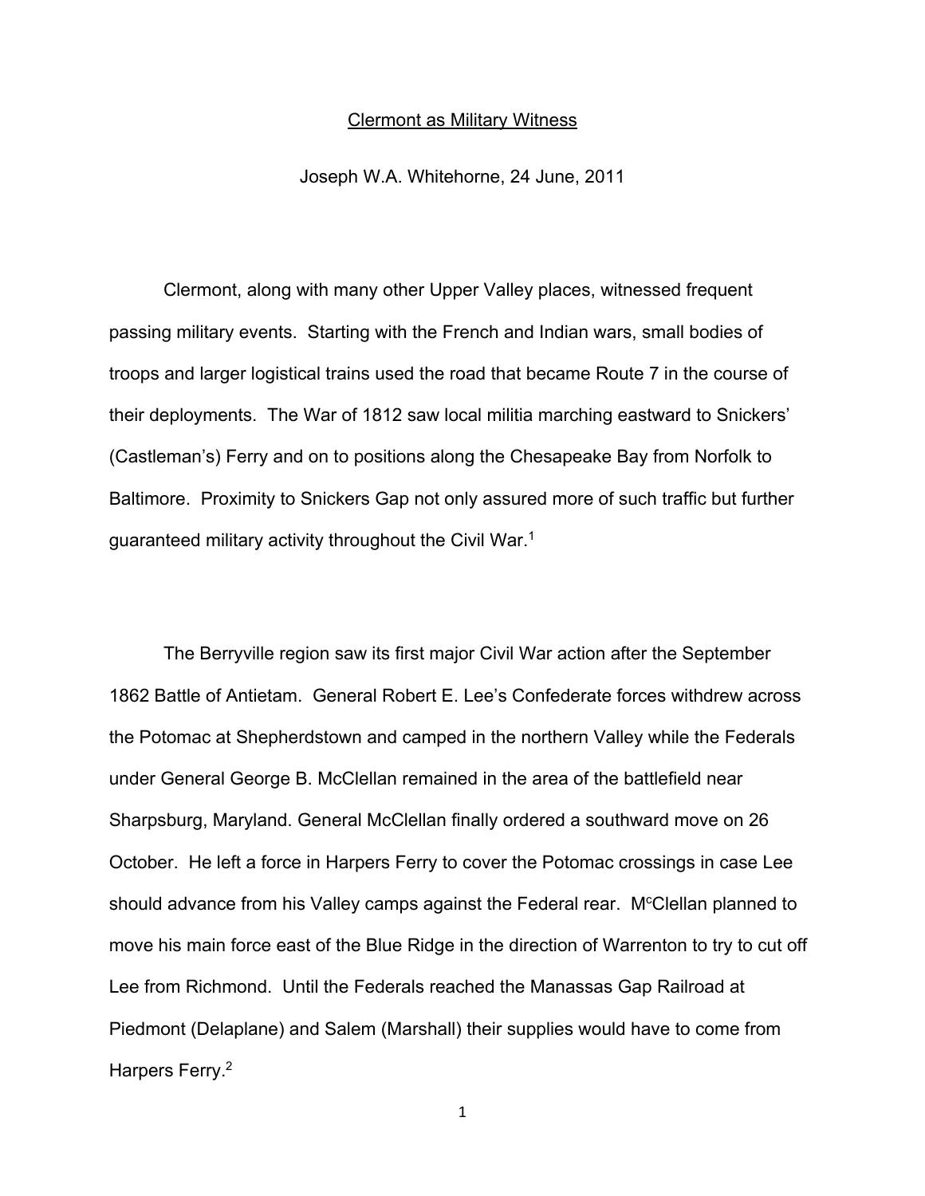# Clermont as Military Witness

Joseph W.A. Whitehorne, 24 June, 2011

Clermont, along with many other Upper Valley places, witnessed frequent passing military events. Starting with the French and Indian wars, small bodies of troops and larger logistical trains used the road that became Route 7 in the course of their deployments. The War of 1812 saw local militia marching eastward to Snickers' (Castleman's) Ferry and on to positions along the Chesapeake Bay from Norfolk to Baltimore. Proximity to Snickers Gap not only assured more of such traffic but further guaranteed military activity throughout the Civil War.[1]

The Berryville region saw its first major Civil War action after the September 1862 Battle of Antietam. General Robert E. Lee's Confederate forces withdrew across the Potomac at Shepherdstown and camped in the northern Valley while the Federals under General George B. McClellan remained in the area of the battlefield near Sharpsburg, Maryland. General McClellan finally ordered a southward move on 26 October. He left a force in Harpers Ferry to cover the Potomac crossings in case Lee should advance from his Valley camps against the Federal rear. McClellan planned to move his main force east of the Blue Ridge in the direction of Warrenton to try to cut off Lee from Richmond. Until the Federals reached the Manassas Gap Railroad at Piedmont (Delaplane) and Salem (Marshall) their supplies would have to come from Harpers Ferry.[2]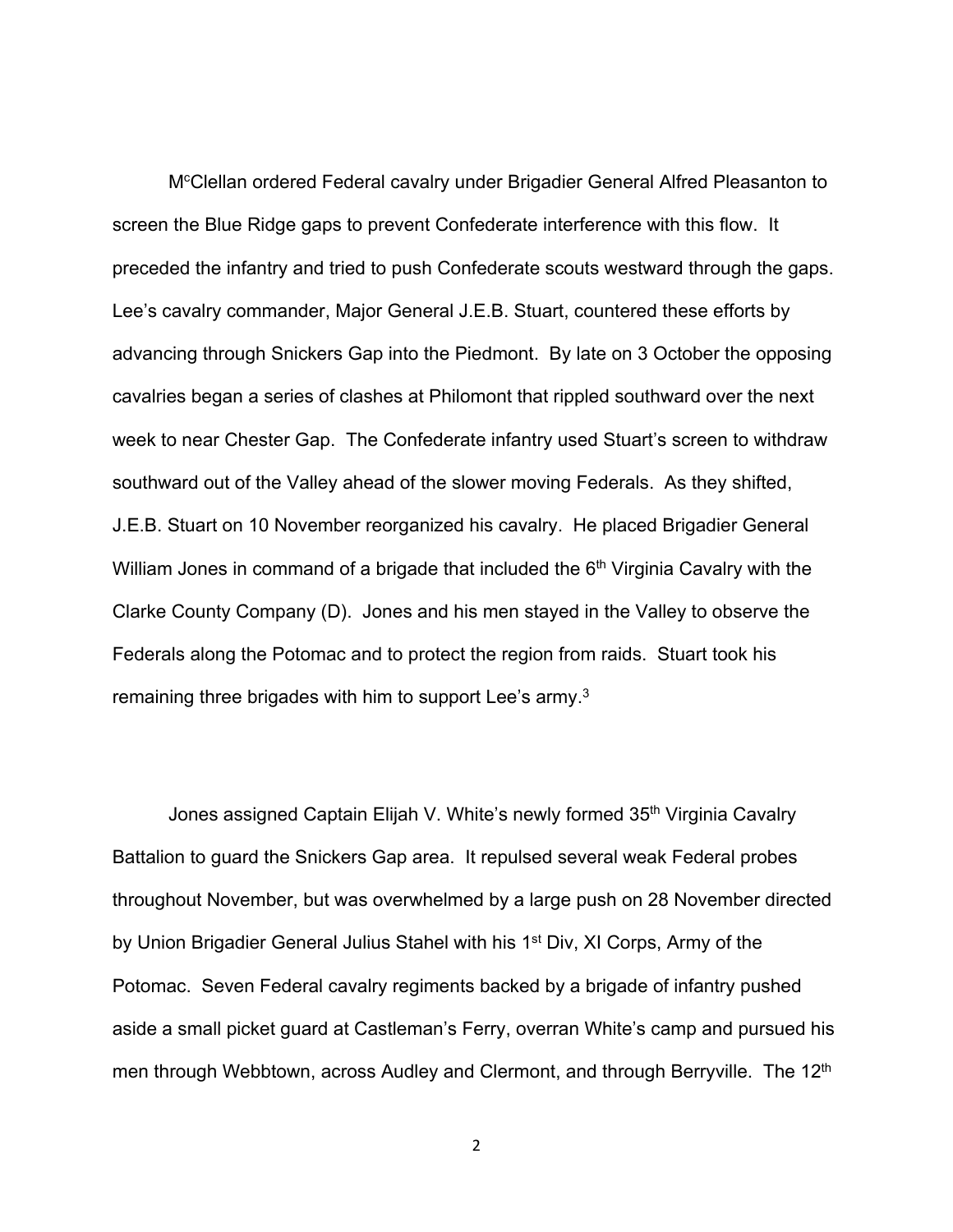McClellan ordered Federal cavalry under Brigadier General Alfred Pleasanton to screen the Blue Ridge gaps to prevent Confederate interference with this flow. It preceded the infantry and tried to push Confederate scouts westward through the gaps. Lee's cavalry commander, Major General J.E.B. Stuart, countered these efforts by advancing through Snickers Gap into the Piedmont. By late on 3 October the opposing cavalries began a series of clashes at Philomont that rippled southward over the next week to near Chester Gap. The Confederate infantry used Stuart's screen to withdraw southward out of the Valley ahead of the slower moving Federals. As they shifted, J.E.B. Stuart on 10 November reorganized his cavalry. He placed Brigadier General William Jones in command of a brigade that included the 6th Virginia Cavalry with the Clarke County Company (D). Jones and his men stayed in the Valley to observe the Federals along the Potomac and to protect the region from raids. Stuart took his remaining three brigades with him to support Lee's army.[3]

Jones assigned Captain Elijah V. White's newly formed 35th Virginia Cavalry Battalion to guard the Snickers Gap area. It repulsed several weak Federal probes throughout November, but was overwhelmed by a large push on 28 November directed by Union Brigadier General Julius Stahel with his 1st Div, XI Corps, Army of the Potomac. Seven Federal cavalry regiments backed by a brigade of infantry pushed aside a small picket guard at Castleman's Ferry, overran White's camp and pursued his men through Webbtown, across Audley and Clermont, and through Berryville. The 12th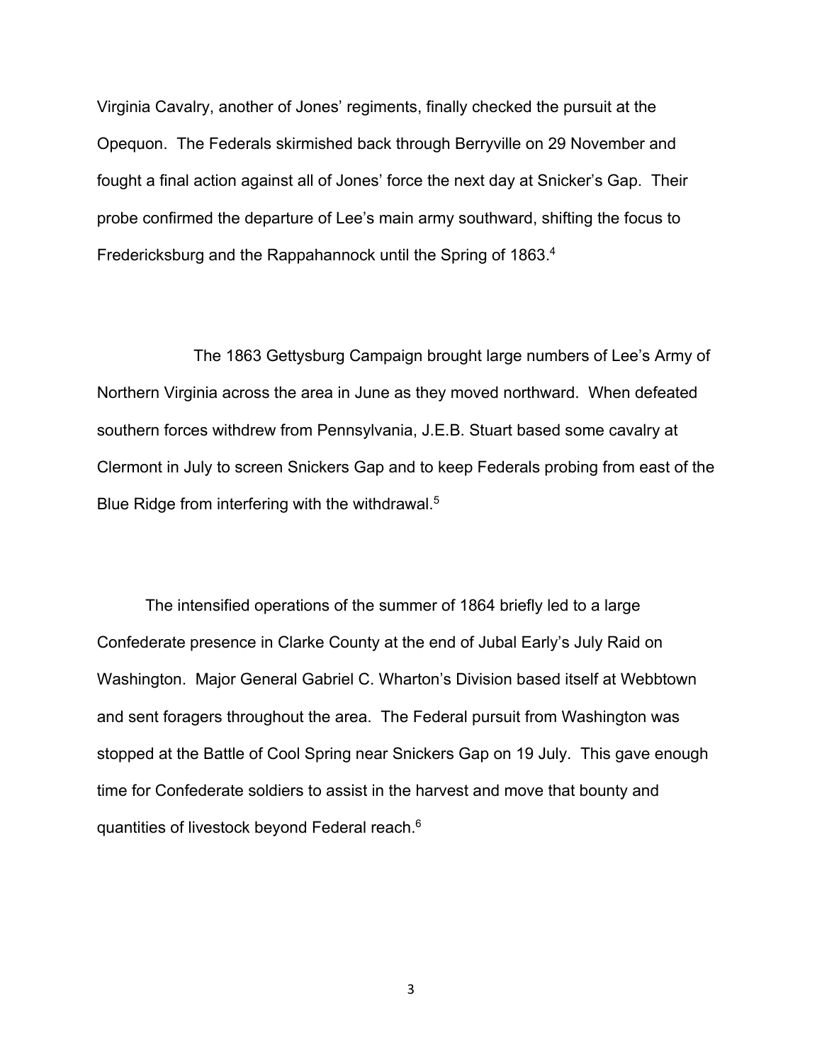Virginia Cavalry, another of Jones' regiments, finally checked the pursuit at the Opequon. The Federals skirmished back through Berryville on 29 November and fought a final action against all of Jones' force the next day at Snicker's Gap. Their probe confirmed the departure of Lee's main army southward, shifting the focus to Fredericksburg and the Rappahannock until the Spring of 1863.[4]

The 1863 Gettysburg Campaign brought large numbers of Lee's Army of Northern Virginia across the area in June as they moved northward. When defeated southern forces withdrew from Pennsylvania, J.E.B. Stuart based some cavalry at Clermont in July to screen Snickers Gap and to keep Federals probing from east of the Blue Ridge from interfering with the withdrawal.[5]

The intensified operations of the summer of 1864 briefly led to a large Confederate presence in Clarke County at the end of Jubal Early's July Raid on Washington. Major General Gabriel C. Wharton's Division based itself at Webbtown and sent foragers throughout the area. The Federal pursuit from Washington was stopped at the Battle of Cool Spring near Snickers Gap on 19 July. This gave enough time for Confederate soldiers to assist in the harvest and move that bounty and quantities of livestock beyond Federal reach.[6]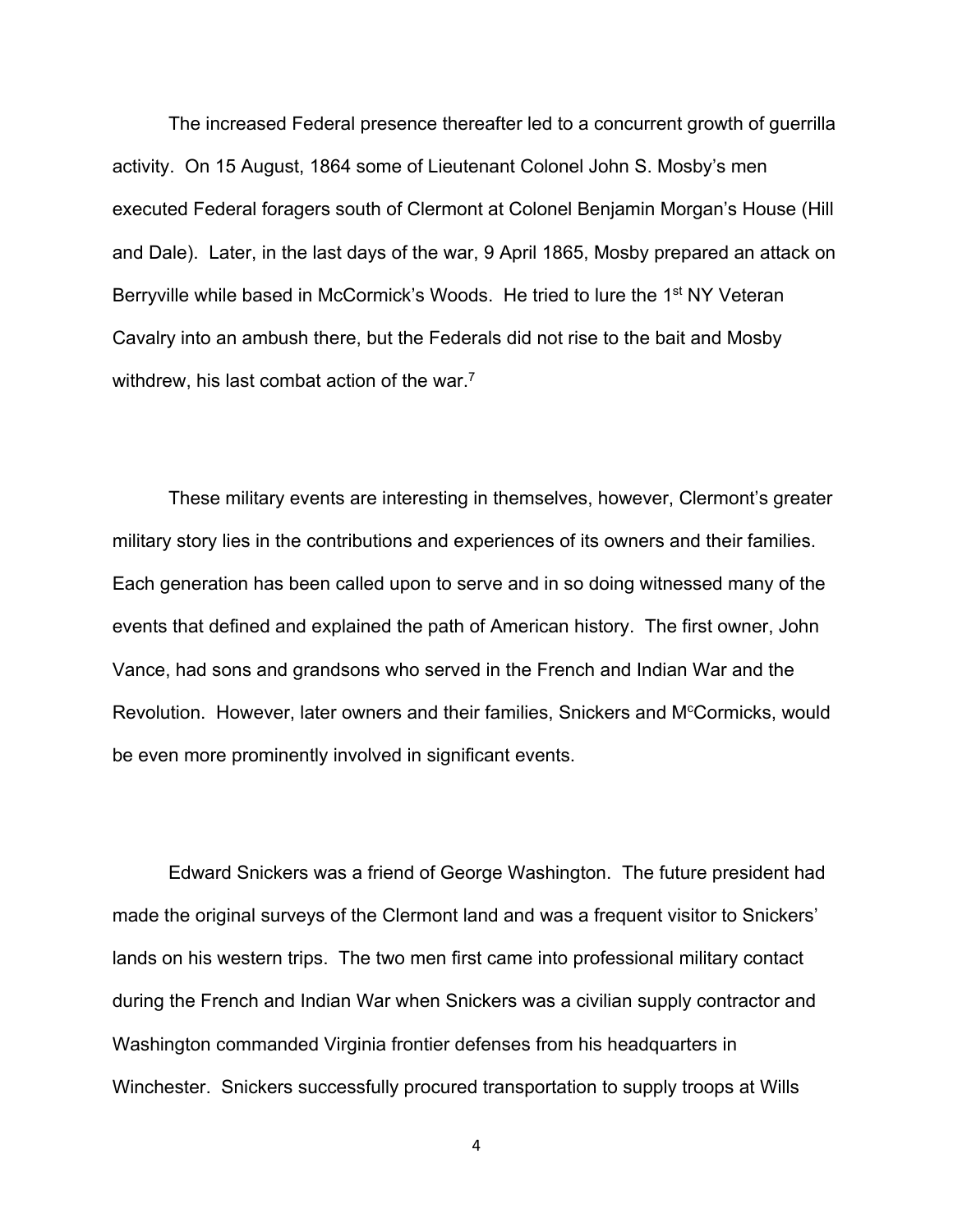The increased Federal presence thereafter led to a concurrent growth of guerrilla activity. On 15 August, 1864 some of Lieutenant Colonel John S. Mosby's men executed Federal foragers south of Clermont at Colonel Benjamin Morgan's House (Hill and Dale). Later, in the last days of the war, 9 April 1865, Mosby prepared an attack on Berryville while based in McCormick's Woods. He tried to lure the 1st NY Veteran Cavalry into an ambush there, but the Federals did not rise to the bait and Mosby withdrew, his last combat action of the war.[7]

These military events are interesting in themselves, however, Clermont's greater military story lies in the contributions and experiences of its owners and their families. Each generation has been called upon to serve and in so doing witnessed many of the events that defined and explained the path of American history. The first owner, John Vance, had sons and grandsons who served in the French and Indian War and the Revolution. However, later owners and their families, Snickers and McCormicks, would be even more prominently involved in significant events.

Edward Snickers was a friend of George Washington. The future president had made the original surveys of the Clermont land and was a frequent visitor to Snickers' lands on his western trips. The two men first came into professional military contact during the French and Indian War when Snickers was a civilian supply contractor and Washington commanded Virginia frontier defenses from his headquarters in Winchester. Snickers successfully procured transportation to supply troops at Wills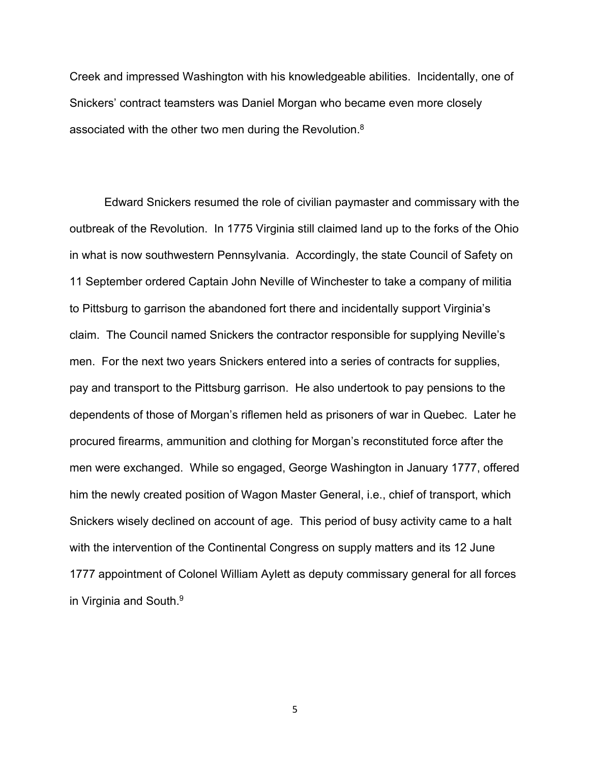Creek and impressed Washington with his knowledgeable abilities. Incidentally, one of Snickers' contract teamsters was Daniel Morgan who became even more closely associated with the other two men during the Revolution.[8]

Edward Snickers resumed the role of civilian paymaster and commissary with the outbreak of the Revolution. In 1775 Virginia still claimed land up to the forks of the Ohio in what is now southwestern Pennsylvania. Accordingly, the state Council of Safety on 11 September ordered Captain John Neville of Winchester to take a company of militia to Pittsburg to garrison the abandoned fort there and incidentally support Virginia's claim. The Council named Snickers the contractor responsible for supplying Neville's men. For the next two years Snickers entered into a series of contracts for supplies, pay and transport to the Pittsburg garrison. He also undertook to pay pensions to the dependents of those of Morgan's riflemen held as prisoners of war in Quebec. Later he procured firearms, ammunition and clothing for Morgan's reconstituted force after the men were exchanged. While so engaged, George Washington in January 1777, offered him the newly created position of Wagon Master General, i.e., chief of transport, which Snickers wisely declined on account of age. This period of busy activity came to a halt with the intervention of the Continental Congress on supply matters and its 12 June 1777 appointment of Colonel William Aylett as deputy commissary general for all forces in Virginia and South.[9]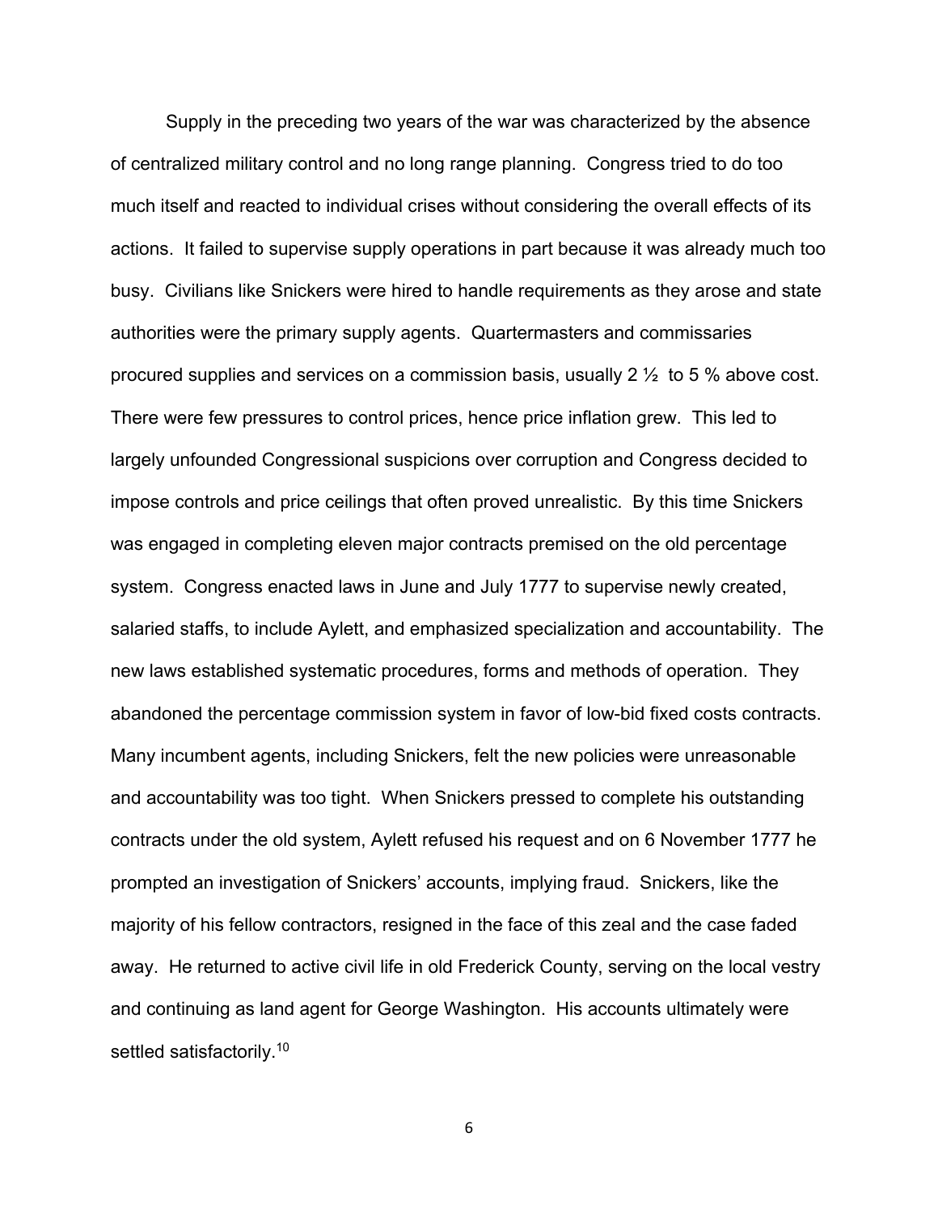Supply in the preceding two years of the war was characterized by the absence of centralized military control and no long range planning. Congress tried to do too much itself and reacted to individual crises without considering the overall effects of its actions. It failed to supervise supply operations in part because it was already much too busy. Civilians like Snickers were hired to handle requirements as they arose and state authorities were the primary supply agents. Quartermasters and commissaries procured supplies and services on a commission basis, usually 2 ½ to 5 % above cost. There were few pressures to control prices, hence price inflation grew. This led to largely unfounded Congressional suspicions over corruption and Congress decided to impose controls and price ceilings that often proved unrealistic. By this time Snickers was engaged in completing eleven major contracts premised on the old percentage system. Congress enacted laws in June and July 1777 to supervise newly created, salaried staffs, to include Aylett, and emphasized specialization and accountability. The new laws established systematic procedures, forms and methods of operation. They abandoned the percentage commission system in favor of low-bid fixed costs contracts. Many incumbent agents, including Snickers, felt the new policies were unreasonable and accountability was too tight. When Snickers pressed to complete his outstanding contracts under the old system, Aylett refused his request and on 6 November 1777 he prompted an investigation of Snickers' accounts, implying fraud. Snickers, like the majority of his fellow contractors, resigned in the face of this zeal and the case faded away. He returned to active civil life in old Frederick County, serving on the local vestry and continuing as land agent for George Washington. His accounts ultimately were settled satisfactorily.[10]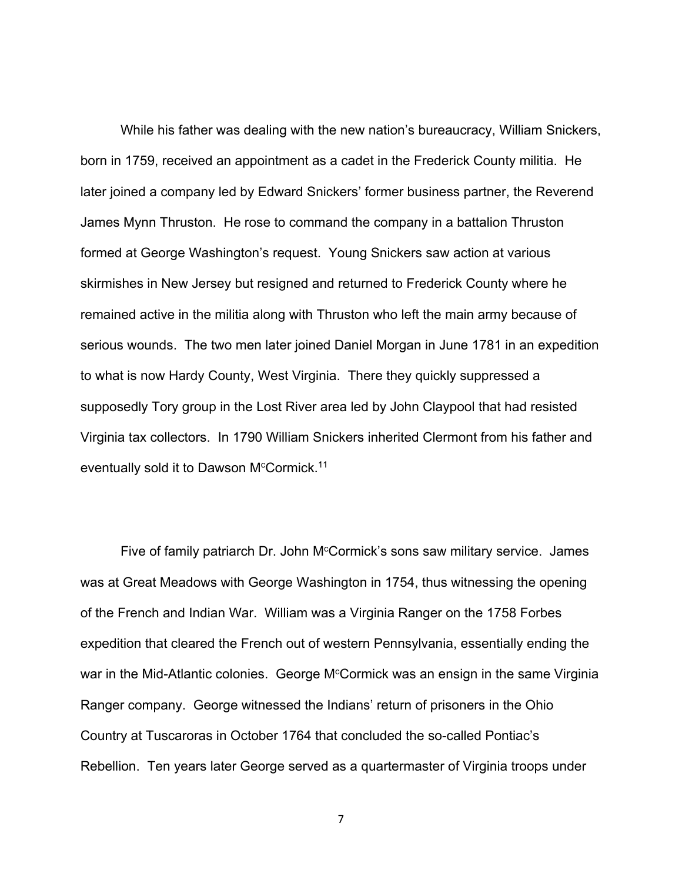While his father was dealing with the new nation's bureaucracy, William Snickers, born in 1759, received an appointment as a cadet in the Frederick County militia. He later joined a company led by Edward Snickers' former business partner, the Reverend James Mynn Thruston. He rose to command the company in a battalion Thruston formed at George Washington's request. Young Snickers saw action at various skirmishes in New Jersey but resigned and returned to Frederick County where he remained active in the militia along with Thruston who left the main army because of serious wounds. The two men later joined Daniel Morgan in June 1781 in an expedition to what is now Hardy County, West Virginia. There they quickly suppressed a supposedly Tory group in the Lost River area led by John Claypool that had resisted Virginia tax collectors. In 1790 William Snickers inherited Clermont from his father and eventually sold it to Dawson McCormick.[11]

Five of family patriarch Dr. John McCormick's sons saw military service. James was at Great Meadows with George Washington in 1754, thus witnessing the opening of the French and Indian War. William was a Virginia Ranger on the 1758 Forbes expedition that cleared the French out of western Pennsylvania, essentially ending the war in the Mid-Atlantic colonies. George McCormick was an ensign in the same Virginia Ranger company. George witnessed the Indians' return of prisoners in the Ohio Country at Tuscaroras in October 1764 that concluded the so-called Pontiac's Rebellion. Ten years later George served as a quartermaster of Virginia troops under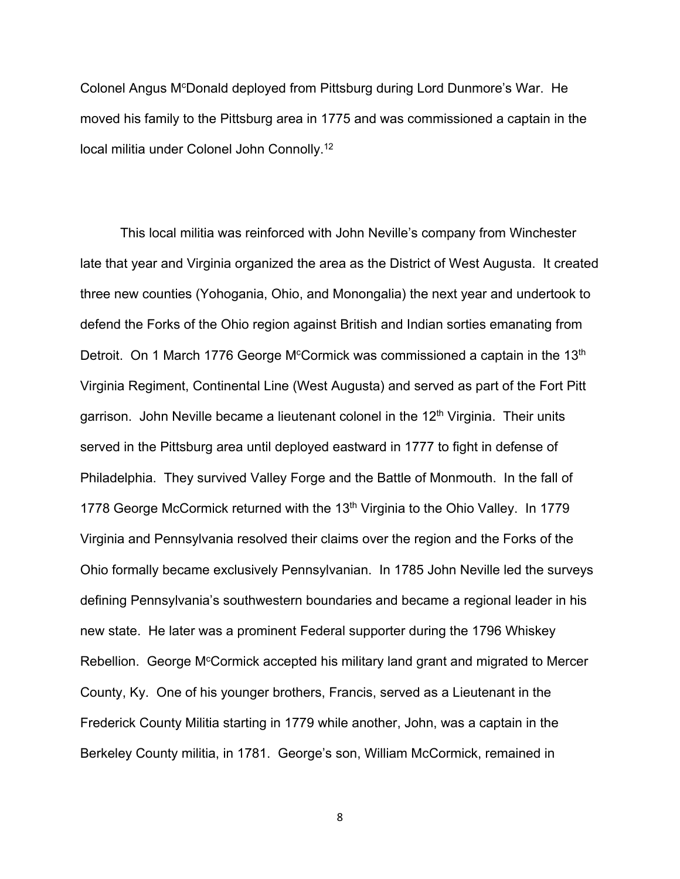Colonel Angus McDonald deployed from Pittsburg during Lord Dunmore's War. He moved his family to the Pittsburg area in 1775 and was commissioned a captain in the local militia under Colonel John Connolly.[12]

This local militia was reinforced with John Neville's company from Winchester late that year and Virginia organized the area as the District of West Augusta. It created three new counties (Yohogania, Ohio, and Monongalia) the next year and undertook to defend the Forks of the Ohio region against British and Indian sorties emanating from Detroit. On 1 March 1776 George McCormick was commissioned a captain in the 13th Virginia Regiment, Continental Line (West Augusta) and served as part of the Fort Pitt garrison. John Neville became a lieutenant colonel in the 12th Virginia. Their units served in the Pittsburg area until deployed eastward in 1777 to fight in defense of Philadelphia. They survived Valley Forge and the Battle of Monmouth. In the fall of 1778 George McCormick returned with the 13th Virginia to the Ohio Valley. In 1779 Virginia and Pennsylvania resolved their claims over the region and the Forks of the Ohio formally became exclusively Pennsylvanian. In 1785 John Neville led the surveys defining Pennsylvania's southwestern boundaries and became a regional leader in his new state. He later was a prominent Federal supporter during the 1796 Whiskey Rebellion. George McCormick accepted his military land grant and migrated to Mercer County, Ky. One of his younger brothers, Francis, served as a Lieutenant in the Frederick County Militia starting in 1779 while another, John, was a captain in the Berkeley County militia, in 1781. George's son, William McCormick, remained in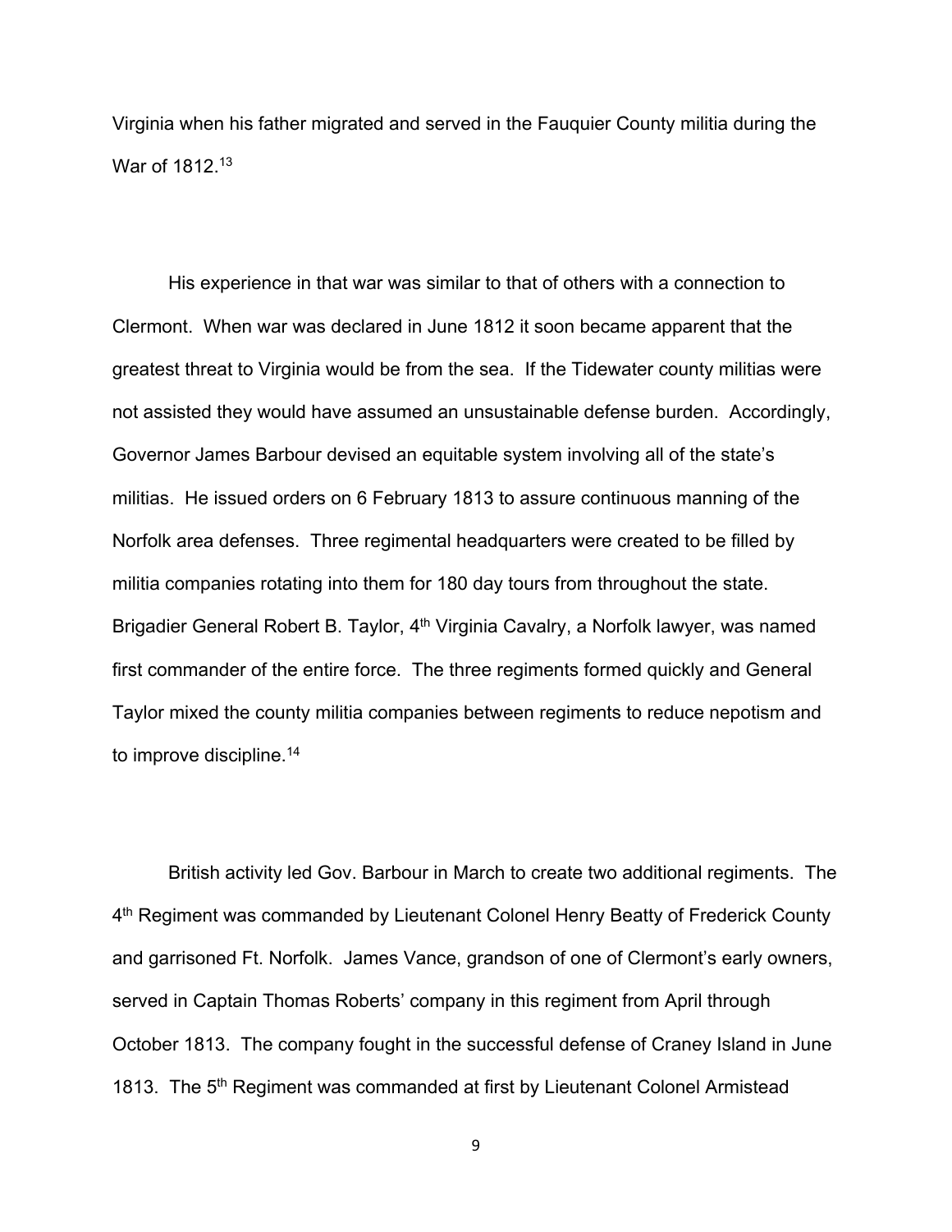Virginia when his father migrated and served in the Fauquier County militia during the War of 1812.[13]

His experience in that war was similar to that of others with a connection to Clermont. When war was declared in June 1812 it soon became apparent that the greatest threat to Virginia would be from the sea. If the Tidewater county militias were not assisted they would have assumed an unsustainable defense burden. Accordingly, Governor James Barbour devised an equitable system involving all of the state's militias. He issued orders on 6 February 1813 to assure continuous manning of the Norfolk area defenses. Three regimental headquarters were created to be filled by militia companies rotating into them for 180 day tours from throughout the state. Brigadier General Robert B. Taylor, 4th Virginia Cavalry, a Norfolk lawyer, was named first commander of the entire force. The three regiments formed quickly and General Taylor mixed the county militia companies between regiments to reduce nepotism and to improve discipline.[14]

British activity led Gov. Barbour in March to create two additional regiments. The 4th Regiment was commanded by Lieutenant Colonel Henry Beatty of Frederick County and garrisoned Ft. Norfolk. James Vance, grandson of one of Clermont's early owners, served in Captain Thomas Roberts' company in this regiment from April through October 1813. The company fought in the successful defense of Craney Island in June 1813. The 5th Regiment was commanded at first by Lieutenant Colonel Armistead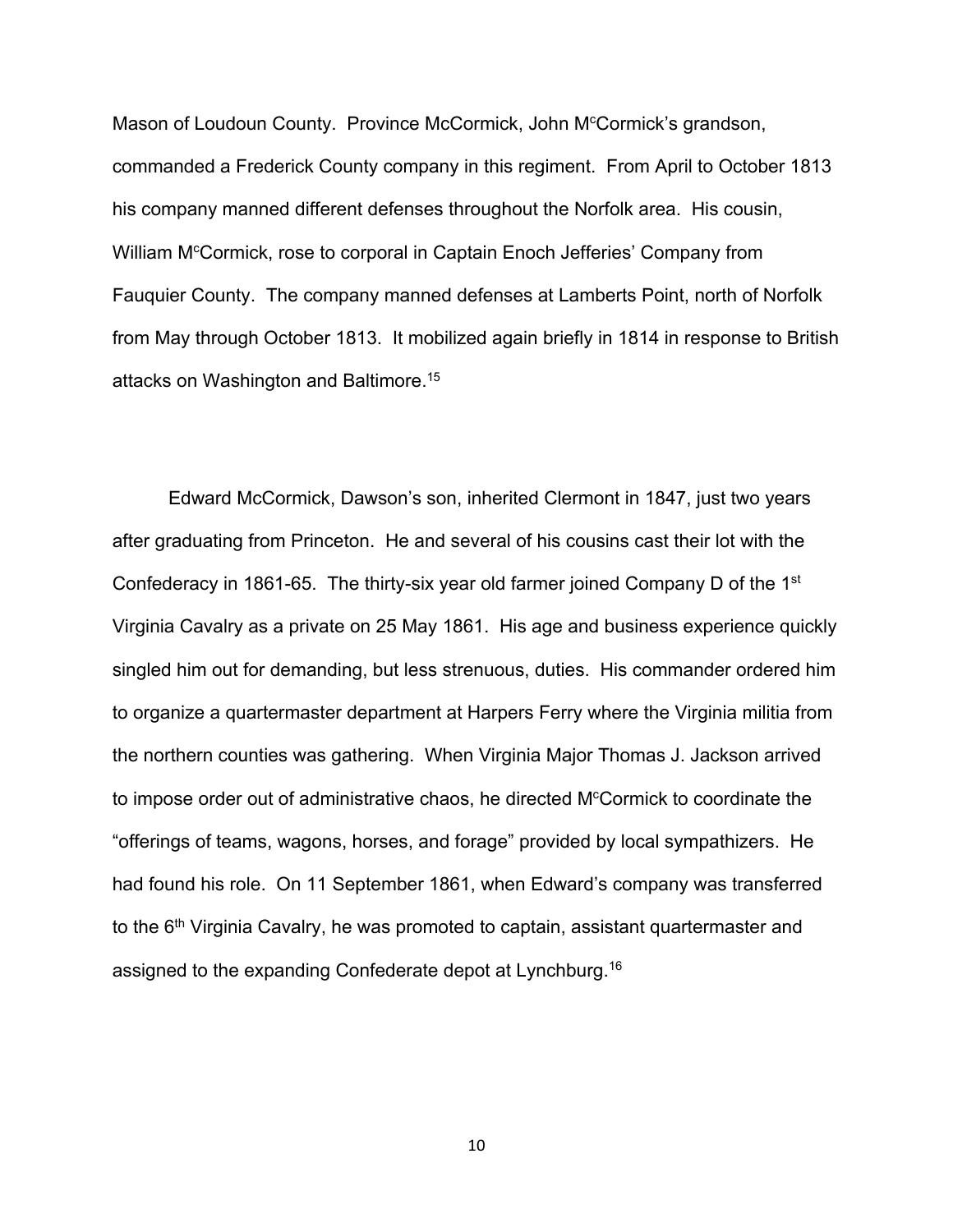Mason of Loudoun County. Province McCormick, John McCormick's grandson, commanded a Frederick County company in this regiment. From April to October 1813 his company manned different defenses throughout the Norfolk area. His cousin, William McCormick, rose to corporal in Captain Enoch Jefferies' Company from Fauquier County. The company manned defenses at Lamberts Point, north of Norfolk from May through October 1813. It mobilized again briefly in 1814 in response to British attacks on Washington and Baltimore.[15]

Edward McCormick, Dawson's son, inherited Clermont in 1847, just two years after graduating from Princeton. He and several of his cousins cast their lot with the Confederacy in 1861-65. The thirty-six year old farmer joined Company D of the 1st Virginia Cavalry as a private on 25 May 1861. His age and business experience quickly singled him out for demanding, but less strenuous, duties. His commander ordered him to organize a quartermaster department at Harpers Ferry where the Virginia militia from the northern counties was gathering. When Virginia Major Thomas J. Jackson arrived to impose order out of administrative chaos, he directed McCormick to coordinate the "offerings of teams, wagons, horses, and forage" provided by local sympathizers. He had found his role. On 11 September 1861, when Edward's company was transferred to the 6th Virginia Cavalry, he was promoted to captain, assistant quartermaster and assigned to the expanding Confederate depot at Lynchburg.[16]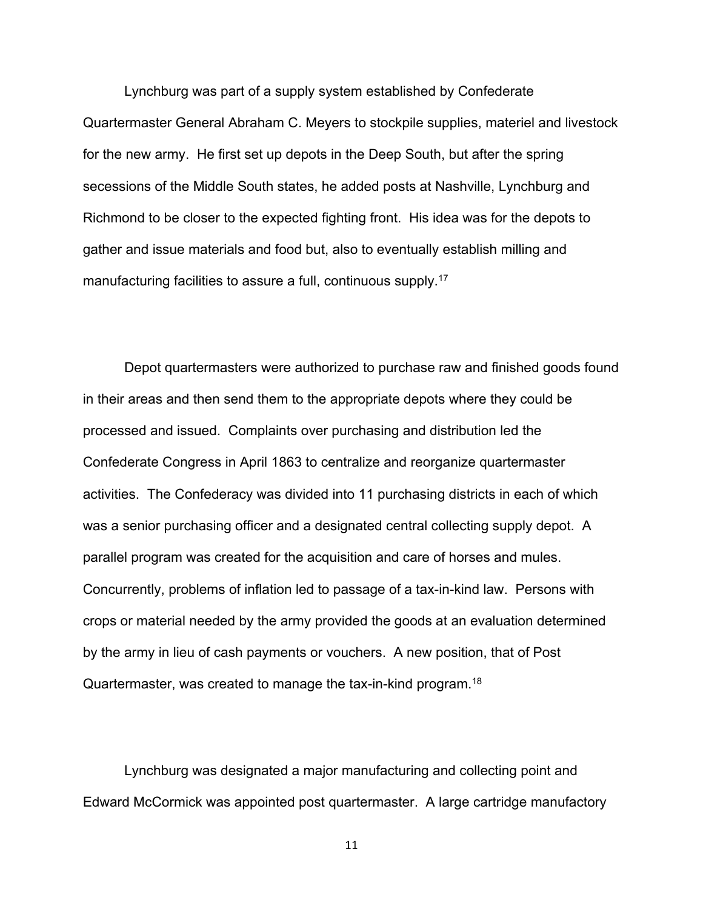Lynchburg was part of a supply system established by Confederate Quartermaster General Abraham C. Meyers to stockpile supplies, materiel and livestock for the new army. He first set up depots in the Deep South, but after the spring secessions of the Middle South states, he added posts at Nashville, Lynchburg and Richmond to be closer to the expected fighting front. His idea was for the depots to gather and issue materials and food but, also to eventually establish milling and manufacturing facilities to assure a full, continuous supply.[17]

Depot quartermasters were authorized to purchase raw and finished goods found in their areas and then send them to the appropriate depots where they could be processed and issued. Complaints over purchasing and distribution led the Confederate Congress in April 1863 to centralize and reorganize quartermaster activities. The Confederacy was divided into 11 purchasing districts in each of which was a senior purchasing officer and a designated central collecting supply depot. A parallel program was created for the acquisition and care of horses and mules. Concurrently, problems of inflation led to passage of a tax-in-kind law. Persons with crops or material needed by the army provided the goods at an evaluation determined by the army in lieu of cash payments or vouchers. A new position, that of Post Quartermaster, was created to manage the tax-in-kind program.[18]

Lynchburg was designated a major manufacturing and collecting point and Edward McCormick was appointed post quartermaster. A large cartridge manufactory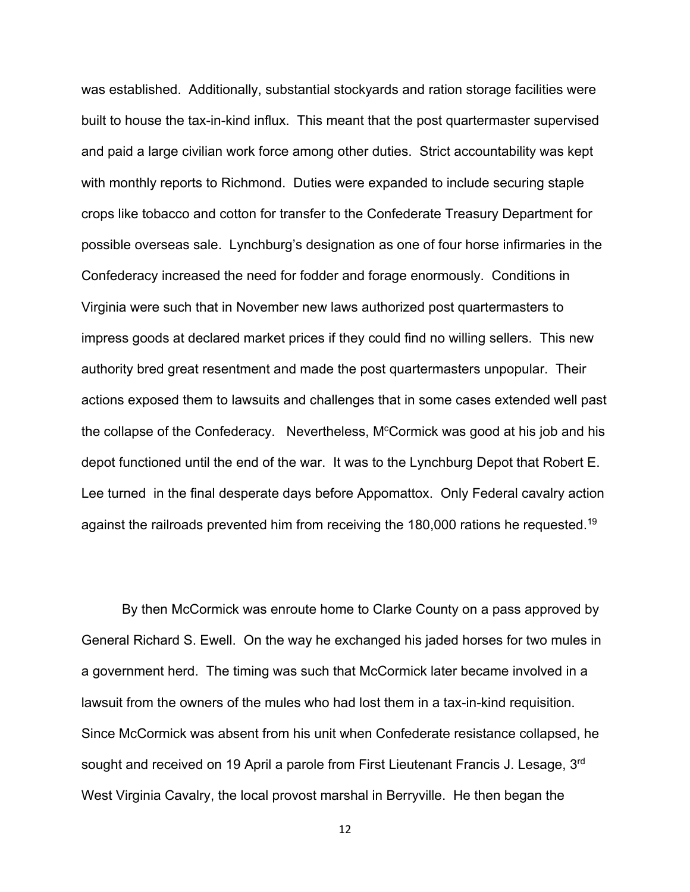was established. Additionally, substantial stockyards and ration storage facilities were built to house the tax-in-kind influx. This meant that the post quartermaster supervised and paid a large civilian work force among other duties. Strict accountability was kept with monthly reports to Richmond. Duties were expanded to include securing staple crops like tobacco and cotton for transfer to the Confederate Treasury Department for possible overseas sale. Lynchburg's designation as one of four horse infirmaries in the Confederacy increased the need for fodder and forage enormously. Conditions in Virginia were such that in November new laws authorized post quartermasters to impress goods at declared market prices if they could find no willing sellers. This new authority bred great resentment and made the post quartermasters unpopular. Their actions exposed them to lawsuits and challenges that in some cases extended well past the collapse of the Confederacy. Nevertheless, McCormick was good at his job and his depot functioned until the end of the war. It was to the Lynchburg Depot that Robert E. Lee turned in the final desperate days before Appomattox. Only Federal cavalry action against the railroads prevented him from receiving the 180,000 rations he requested.[19]

By then McCormick was enroute home to Clarke County on a pass approved by General Richard S. Ewell. On the way he exchanged his jaded horses for two mules in a government herd. The timing was such that McCormick later became involved in a lawsuit from the owners of the mules who had lost them in a tax-in-kind requisition. Since McCormick was absent from his unit when Confederate resistance collapsed, he sought and received on 19 April a parole from First Lieutenant Francis J. Lesage, 3rd West Virginia Cavalry, the local provost marshal in Berryville. He then began the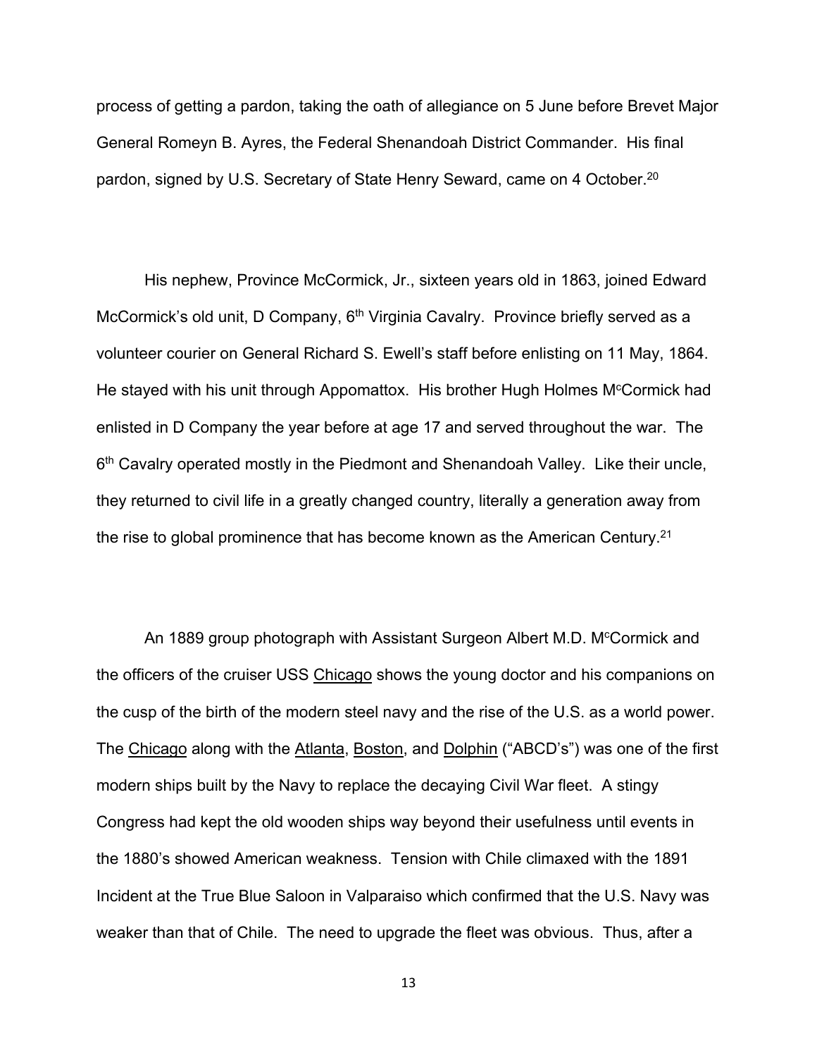process of getting a pardon, taking the oath of allegiance on 5 June before Brevet Major General Romeyn B. Ayres, the Federal Shenandoah District Commander. His final pardon, signed by U.S. Secretary of State Henry Seward, came on 4 October.[20]

His nephew, Province McCormick, Jr., sixteen years old in 1863, joined Edward McCormick's old unit, D Company, 6th Virginia Cavalry. Province briefly served as a volunteer courier on General Richard S. Ewell's staff before enlisting on 11 May, 1864. He stayed with his unit through Appomattox. His brother Hugh Holmes McCormick had enlisted in D Company the year before at age 17 and served throughout the war. The 6th Cavalry operated mostly in the Piedmont and Shenandoah Valley. Like their uncle, they returned to civil life in a greatly changed country, literally a generation away from the rise to global prominence that has become known as the American Century.[21]

An 1889 group photograph with Assistant Surgeon Albert M.D. McCormick and the officers of the cruiser USS <u>Chicago</u> shows the young doctor and his companions on the cusp of the birth of the modern steel navy and the rise of the U.S. as a world power. The <u>Chicago</u> along with the <u>Atlanta</u>, <u>Boston</u>, and <u>Dolphin</u> ("ABCD's") was one of the first modern ships built by the Navy to replace the decaying Civil War fleet. A stingy Congress had kept the old wooden ships way beyond their usefulness until events in the 1880's showed American weakness. Tension with Chile climaxed with the 1891 Incident at the True Blue Saloon in Valparaiso which confirmed that the U.S. Navy was weaker than that of Chile. The need to upgrade the fleet was obvious. Thus, after a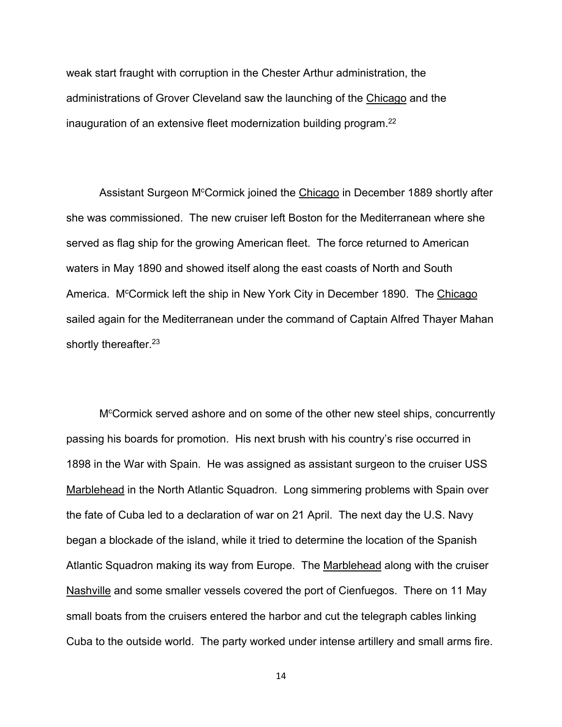weak start fraught with corruption in the Chester Arthur administration, the administrations of Grover Cleveland saw the launching of the Chicago and the inauguration of an extensive fleet modernization building program.[22]

Assistant Surgeon McCormick joined the Chicago in December 1889 shortly after she was commissioned. The new cruiser left Boston for the Mediterranean where she served as flag ship for the growing American fleet. The force returned to American waters in May 1890 and showed itself along the east coasts of North and South America. McCormick left the ship in New York City in December 1890. The Chicago sailed again for the Mediterranean under the command of Captain Alfred Thayer Mahan shortly thereafter.[23]

McCormick served ashore and on some of the other new steel ships, concurrently passing his boards for promotion. His next brush with his country's rise occurred in 1898 in the War with Spain. He was assigned as assistant surgeon to the cruiser USS Marblehead in the North Atlantic Squadron. Long simmering problems with Spain over the fate of Cuba led to a declaration of war on 21 April. The next day the U.S. Navy began a blockade of the island, while it tried to determine the location of the Spanish Atlantic Squadron making its way from Europe. The Marblehead along with the cruiser Nashville and some smaller vessels covered the port of Cienfuegos. There on 11 May small boats from the cruisers entered the harbor and cut the telegraph cables linking Cuba to the outside world. The party worked under intense artillery and small arms fire.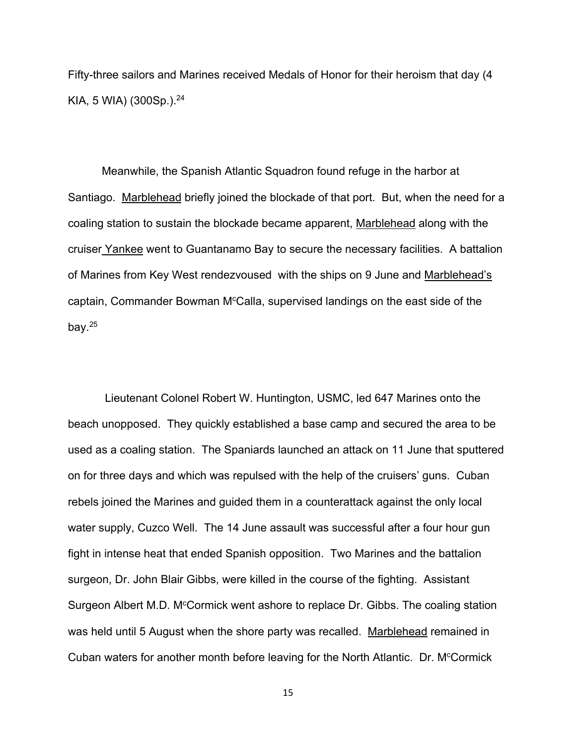Fifty-three sailors and Marines received Medals of Honor for their heroism that day (4 KIA, 5 WIA) (300Sp.).[24]

Meanwhile, the Spanish Atlantic Squadron found refuge in the harbor at Santiago. Marblehead briefly joined the blockade of that port. But, when the need for a coaling station to sustain the blockade became apparent, Marblehead along with the cruiser Yankee went to Guantanamo Bay to secure the necessary facilities. A battalion of Marines from Key West rendezvoused with the ships on 9 June and Marblehead's captain, Commander Bowman McCalla, supervised landings on the east side of the bay.[25]

Lieutenant Colonel Robert W. Huntington, USMC, led 647 Marines onto the beach unopposed. They quickly established a base camp and secured the area to be used as a coaling station. The Spaniards launched an attack on 11 June that sputtered on for three days and which was repulsed with the help of the cruisers' guns. Cuban rebels joined the Marines and guided them in a counterattack against the only local water supply, Cuzco Well. The 14 June assault was successful after a four hour gun fight in intense heat that ended Spanish opposition. Two Marines and the battalion surgeon, Dr. John Blair Gibbs, were killed in the course of the fighting. Assistant Surgeon Albert M.D. McCormick went ashore to replace Dr. Gibbs. The coaling station was held until 5 August when the shore party was recalled. Marblehead remained in Cuban waters for another month before leaving for the North Atlantic. Dr. McCormick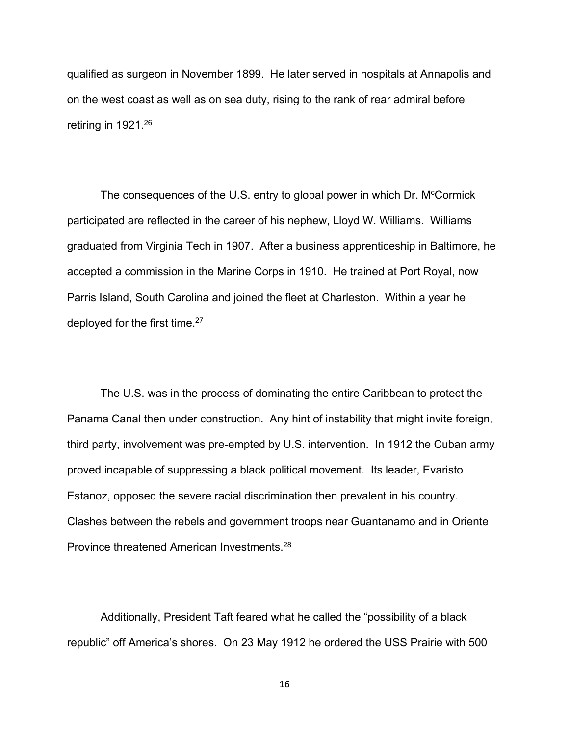qualified as surgeon in November 1899. He later served in hospitals at Annapolis and on the west coast as well as on sea duty, rising to the rank of rear admiral before retiring in 1921.[26]

The consequences of the U.S. entry to global power in which Dr. McCormick participated are reflected in the career of his nephew, Lloyd W. Williams. Williams graduated from Virginia Tech in 1907. After a business apprenticeship in Baltimore, he accepted a commission in the Marine Corps in 1910. He trained at Port Royal, now Parris Island, South Carolina and joined the fleet at Charleston. Within a year he deployed for the first time.[27]

The U.S. was in the process of dominating the entire Caribbean to protect the Panama Canal then under construction. Any hint of instability that might invite foreign, third party, involvement was pre-empted by U.S. intervention. In 1912 the Cuban army proved incapable of suppressing a black political movement. Its leader, Evaristo Estanoz, opposed the severe racial discrimination then prevalent in his country. Clashes between the rebels and government troops near Guantanamo and in Oriente Province threatened American Investments.[28]

Additionally, President Taft feared what he called the "possibility of a black republic" off America's shores. On 23 May 1912 he ordered the USS Prairie with 500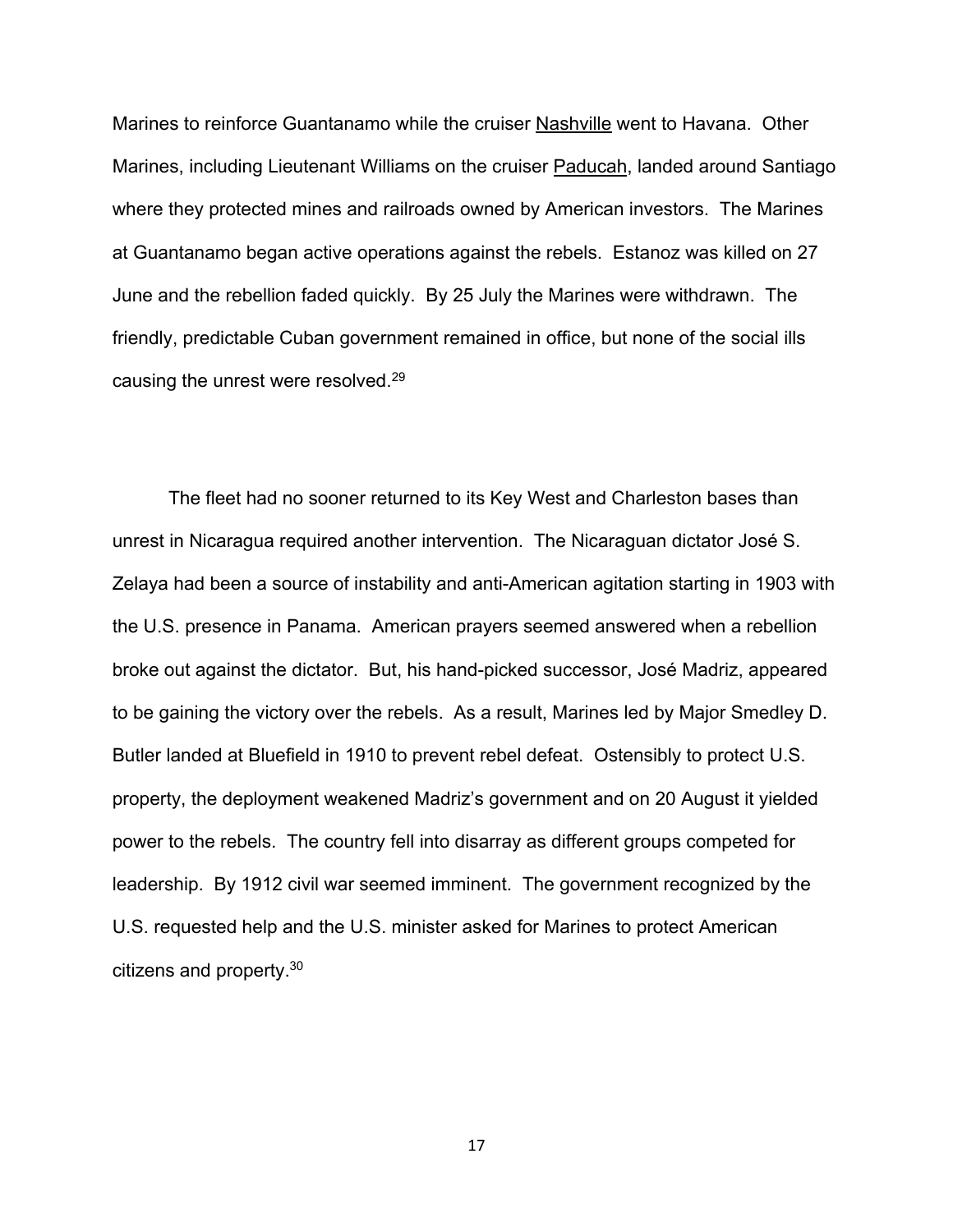Marines to reinforce Guantanamo while the cruiser Nashville went to Havana. Other Marines, including Lieutenant Williams on the cruiser Paducah, landed around Santiago where they protected mines and railroads owned by American investors. The Marines at Guantanamo began active operations against the rebels. Estanoz was killed on 27 June and the rebellion faded quickly. By 25 July the Marines were withdrawn. The friendly, predictable Cuban government remained in office, but none of the social ills causing the unrest were resolved.[29]

The fleet had no sooner returned to its Key West and Charleston bases than unrest in Nicaragua required another intervention. The Nicaraguan dictator José S. Zelaya had been a source of instability and anti-American agitation starting in 1903 with the U.S. presence in Panama. American prayers seemed answered when a rebellion broke out against the dictator. But, his hand-picked successor, José Madriz, appeared to be gaining the victory over the rebels. As a result, Marines led by Major Smedley D. Butler landed at Bluefield in 1910 to prevent rebel defeat. Ostensibly to protect U.S. property, the deployment weakened Madriz's government and on 20 August it yielded power to the rebels. The country fell into disarray as different groups competed for leadership. By 1912 civil war seemed imminent. The government recognized by the U.S. requested help and the U.S. minister asked for Marines to protect American citizens and property.[30]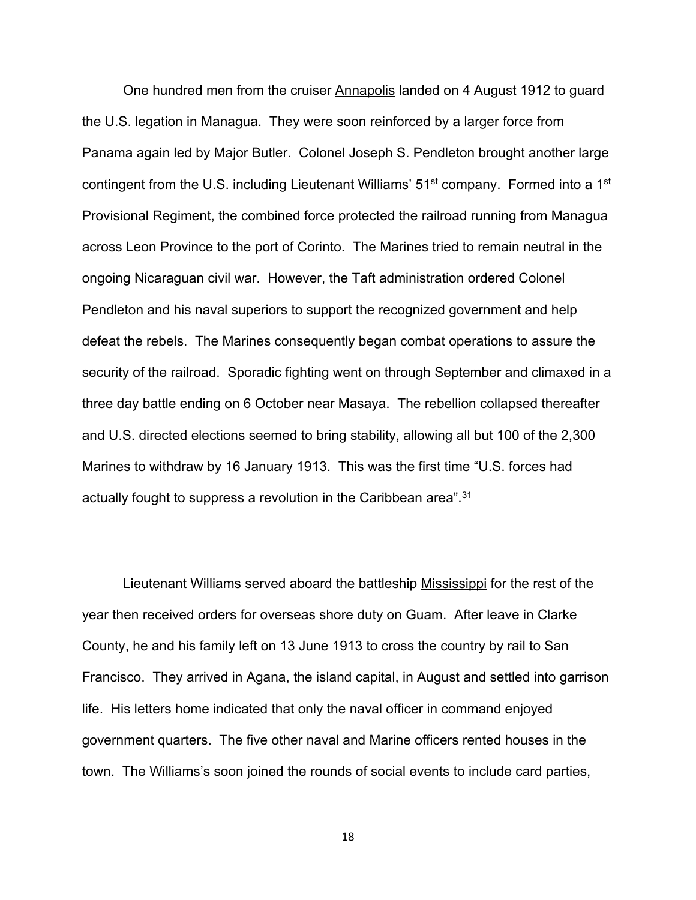One hundred men from the cruiser Annapolis landed on 4 August 1912 to guard the U.S. legation in Managua. They were soon reinforced by a larger force from Panama again led by Major Butler. Colonel Joseph S. Pendleton brought another large contingent from the U.S. including Lieutenant Williams' 51st company. Formed into a 1st Provisional Regiment, the combined force protected the railroad running from Managua across Leon Province to the port of Corinto. The Marines tried to remain neutral in the ongoing Nicaraguan civil war. However, the Taft administration ordered Colonel Pendleton and his naval superiors to support the recognized government and help defeat the rebels. The Marines consequently began combat operations to assure the security of the railroad. Sporadic fighting went on through September and climaxed in a three day battle ending on 6 October near Masaya. The rebellion collapsed thereafter and U.S. directed elections seemed to bring stability, allowing all but 100 of the 2,300 Marines to withdraw by 16 January 1913. This was the first time "U.S. forces had actually fought to suppress a revolution in the Caribbean area".[31]

Lieutenant Williams served aboard the battleship Mississippi for the rest of the year then received orders for overseas shore duty on Guam. After leave in Clarke County, he and his family left on 13 June 1913 to cross the country by rail to San Francisco. They arrived in Agana, the island capital, in August and settled into garrison life. His letters home indicated that only the naval officer in command enjoyed government quarters. The five other naval and Marine officers rented houses in the town. The Williams's soon joined the rounds of social events to include card parties,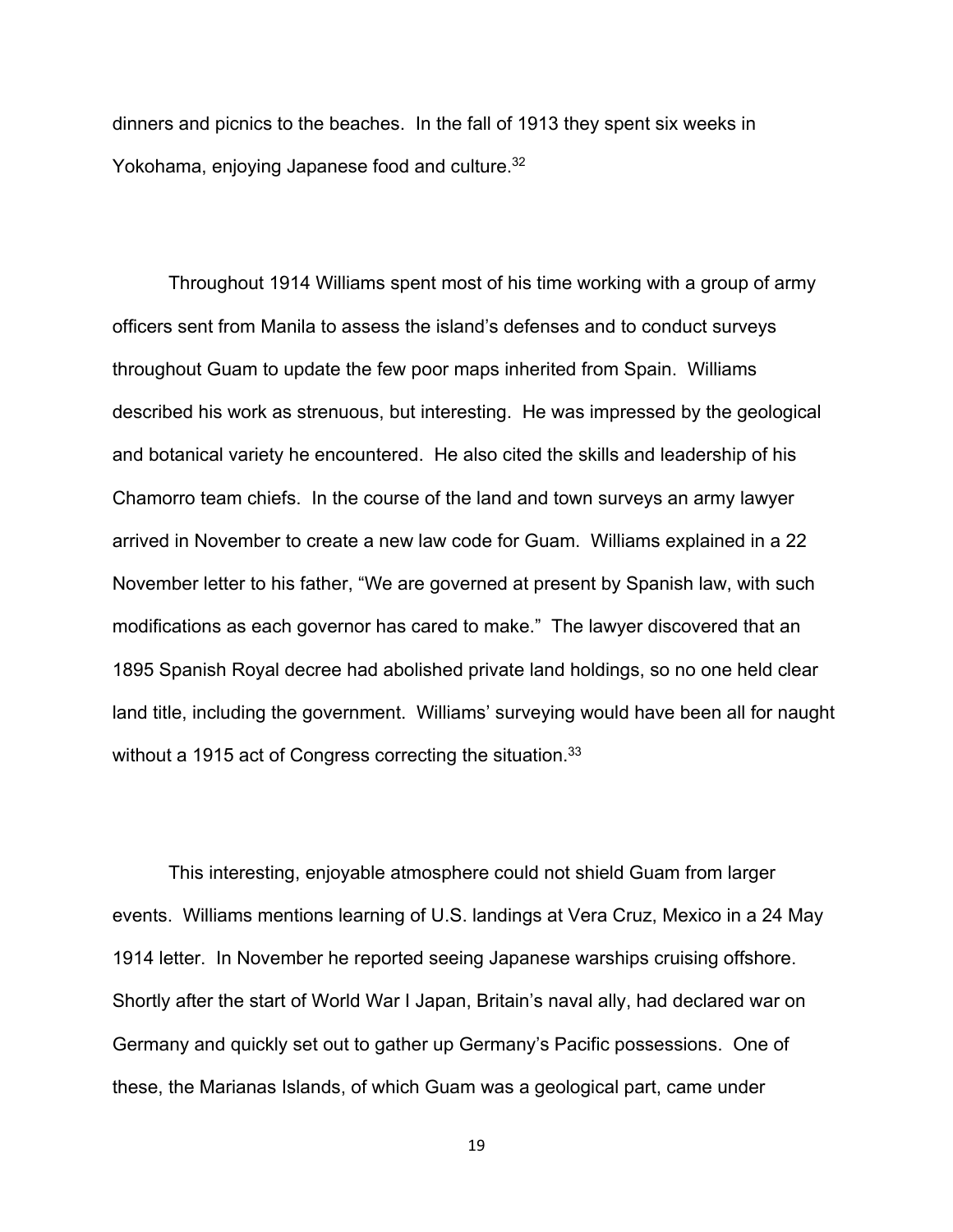dinners and picnics to the beaches. In the fall of 1913 they spent six weeks in Yokohama, enjoying Japanese food and culture.[32]

Throughout 1914 Williams spent most of his time working with a group of army officers sent from Manila to assess the island's defenses and to conduct surveys throughout Guam to update the few poor maps inherited from Spain. Williams described his work as strenuous, but interesting. He was impressed by the geological and botanical variety he encountered. He also cited the skills and leadership of his Chamorro team chiefs. In the course of the land and town surveys an army lawyer arrived in November to create a new law code for Guam. Williams explained in a 22 November letter to his father, "We are governed at present by Spanish law, with such modifications as each governor has cared to make." The lawyer discovered that an 1895 Spanish Royal decree had abolished private land holdings, so no one held clear land title, including the government. Williams' surveying would have been all for naught without a 1915 act of Congress correcting the situation.[33]

This interesting, enjoyable atmosphere could not shield Guam from larger events. Williams mentions learning of U.S. landings at Vera Cruz, Mexico in a 24 May 1914 letter. In November he reported seeing Japanese warships cruising offshore. Shortly after the start of World War I Japan, Britain's naval ally, had declared war on Germany and quickly set out to gather up Germany's Pacific possessions. One of these, the Marianas Islands, of which Guam was a geological part, came under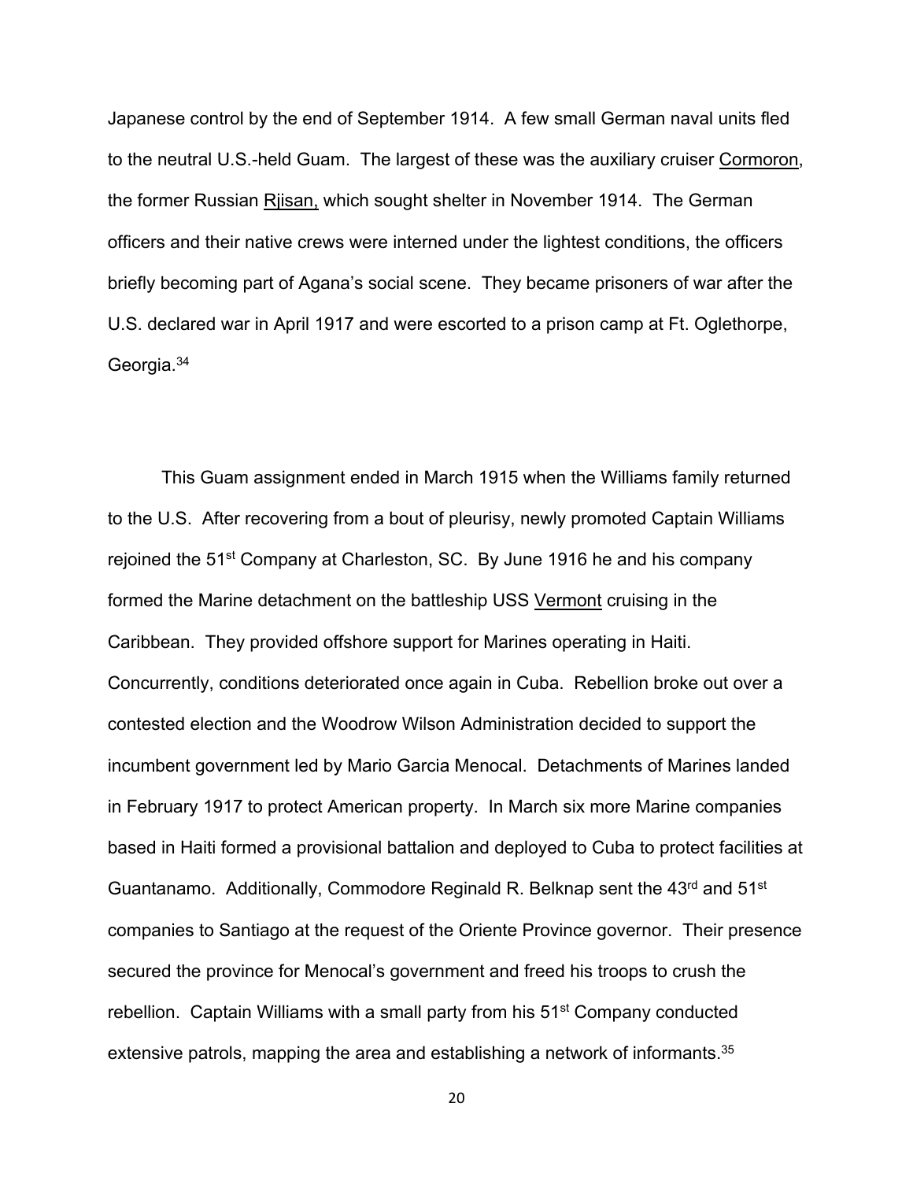Japanese control by the end of September 1914. A few small German naval units fled to the neutral U.S.-held Guam. The largest of these was the auxiliary cruiser Cormoron, the former Russian Rjisan, which sought shelter in November 1914. The German officers and their native crews were interned under the lightest conditions, the officers briefly becoming part of Agana's social scene. They became prisoners of war after the U.S. declared war in April 1917 and were escorted to a prison camp at Ft. Oglethorpe, Georgia.[34]

This Guam assignment ended in March 1915 when the Williams family returned to the U.S. After recovering from a bout of pleurisy, newly promoted Captain Williams rejoined the 51st Company at Charleston, SC. By June 1916 he and his company formed the Marine detachment on the battleship USS Vermont cruising in the Caribbean. They provided offshore support for Marines operating in Haiti. Concurrently, conditions deteriorated once again in Cuba. Rebellion broke out over a contested election and the Woodrow Wilson Administration decided to support the incumbent government led by Mario Garcia Menocal. Detachments of Marines landed in February 1917 to protect American property. In March six more Marine companies based in Haiti formed a provisional battalion and deployed to Cuba to protect facilities at Guantanamo. Additionally, Commodore Reginald R. Belknap sent the 43rd and 51st companies to Santiago at the request of the Oriente Province governor. Their presence secured the province for Menocal's government and freed his troops to crush the rebellion. Captain Williams with a small party from his 51st Company conducted extensive patrols, mapping the area and establishing a network of informants.[35]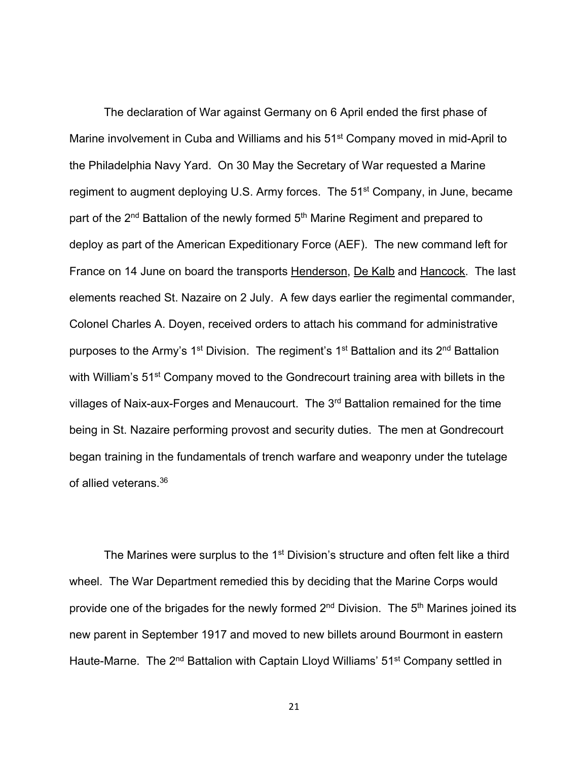The declaration of War against Germany on 6 April ended the first phase of Marine involvement in Cuba and Williams and his 51st Company moved in mid-April to the Philadelphia Navy Yard. On 30 May the Secretary of War requested a Marine regiment to augment deploying U.S. Army forces. The 51st Company, in June, became part of the 2nd Battalion of the newly formed 5th Marine Regiment and prepared to deploy as part of the American Expeditionary Force (AEF). The new command left for France on 14 June on board the transports Henderson, De Kalb and Hancock. The last elements reached St. Nazaire on 2 July. A few days earlier the regimental commander, Colonel Charles A. Doyen, received orders to attach his command for administrative purposes to the Army's 1st Division. The regiment's 1st Battalion and its 2nd Battalion with William's 51st Company moved to the Gondrecourt training area with billets in the villages of Naix-aux-Forges and Menaucourt. The 3rd Battalion remained for the time being in St. Nazaire performing provost and security duties. The men at Gondrecourt began training in the fundamentals of trench warfare and weaponry under the tutelage of allied veterans.[36]

The Marines were surplus to the 1st Division's structure and often felt like a third wheel. The War Department remedied this by deciding that the Marine Corps would provide one of the brigades for the newly formed 2nd Division. The 5th Marines joined its new parent in September 1917 and moved to new billets around Bourmont in eastern Haute-Marne. The 2nd Battalion with Captain Lloyd Williams' 51st Company settled in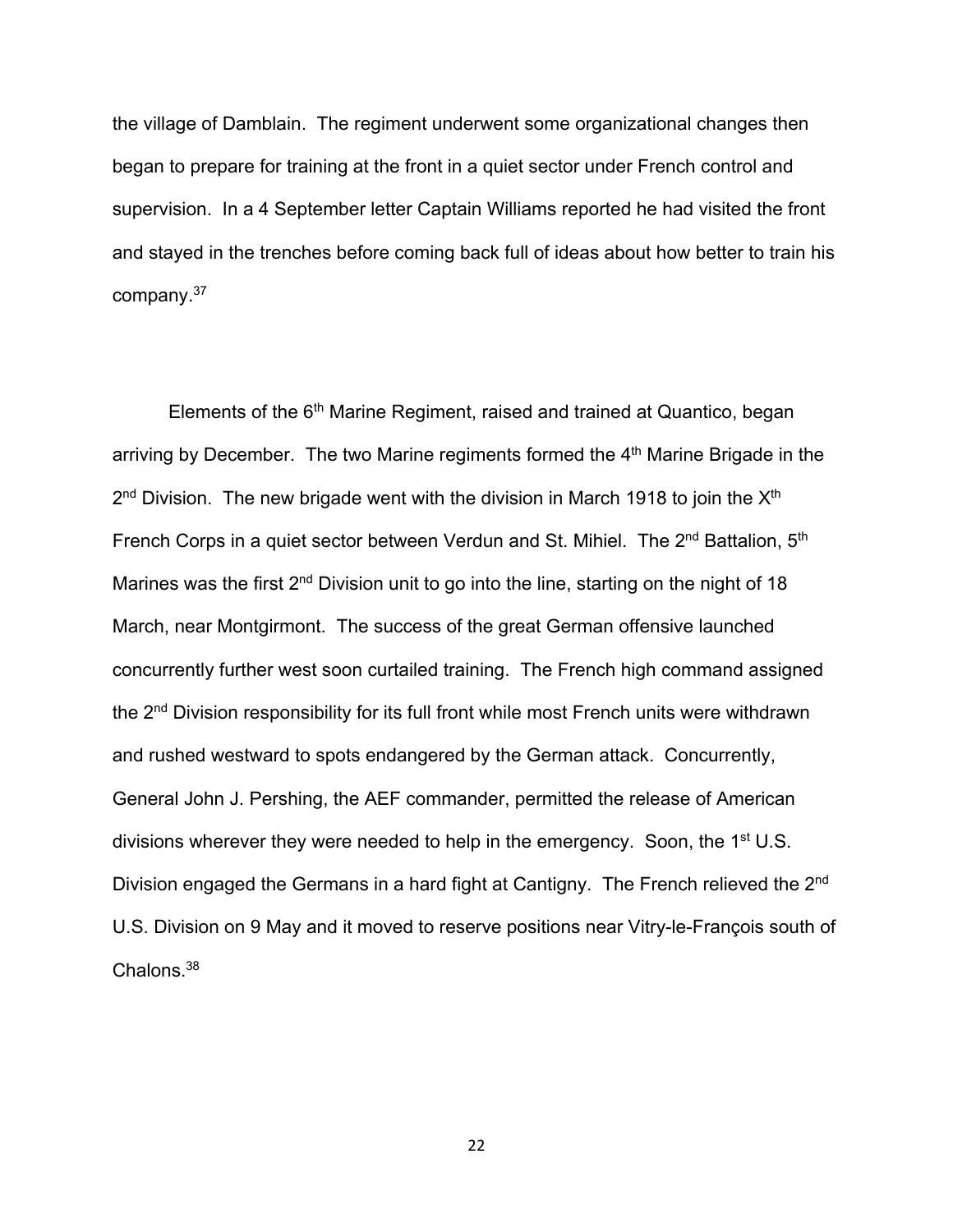the village of Damblain. The regiment underwent some organizational changes then began to prepare for training at the front in a quiet sector under French control and supervision. In a 4 September letter Captain Williams reported he had visited the front and stayed in the trenches before coming back full of ideas about how better to train his company.[37]

Elements of the 6th Marine Regiment, raised and trained at Quantico, began arriving by December. The two Marine regiments formed the 4th Marine Brigade in the 2nd Division. The new brigade went with the division in March 1918 to join the Xth French Corps in a quiet sector between Verdun and St. Mihiel. The 2nd Battalion, 5th Marines was the first 2nd Division unit to go into the line, starting on the night of 18 March, near Montgirmont. The success of the great German offensive launched concurrently further west soon curtailed training. The French high command assigned the 2nd Division responsibility for its full front while most French units were withdrawn and rushed westward to spots endangered by the German attack. Concurrently, General John J. Pershing, the AEF commander, permitted the release of American divisions wherever they were needed to help in the emergency. Soon, the 1st U.S. Division engaged the Germans in a hard fight at Cantigny. The French relieved the 2nd U.S. Division on 9 May and it moved to reserve positions near Vitry-le-François south of Chalons.[38]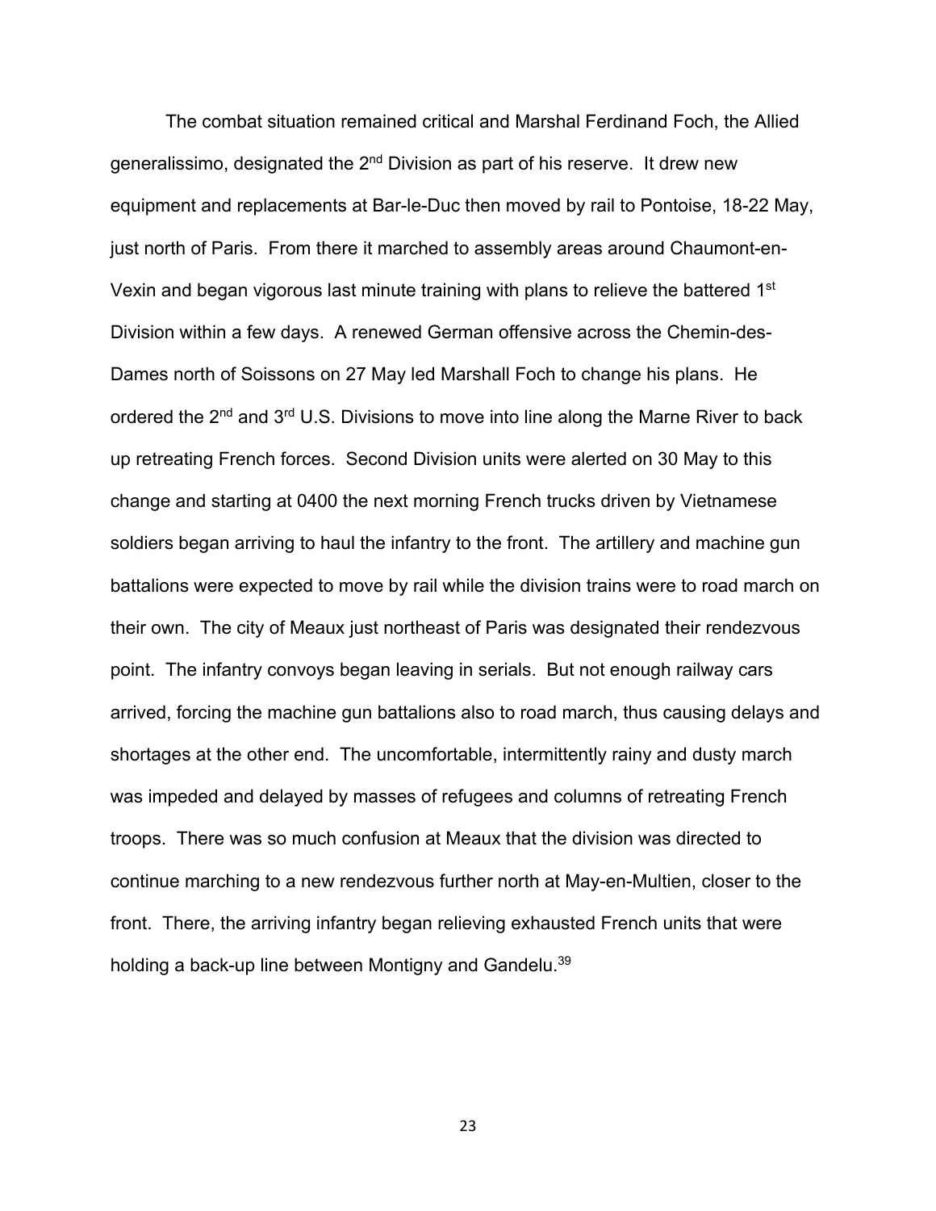The combat situation remained critical and Marshal Ferdinand Foch, the Allied generalissimo, designated the 2nd Division as part of his reserve. It drew new equipment and replacements at Bar-le-Duc then moved by rail to Pontoise, 18-22 May, just north of Paris. From there it marched to assembly areas around Chaumont-en-Vexin and began vigorous last minute training with plans to relieve the battered 1st Division within a few days. A renewed German offensive across the Chemin-des-Dames north of Soissons on 27 May led Marshall Foch to change his plans. He ordered the 2nd and 3rd U.S. Divisions to move into line along the Marne River to back up retreating French forces. Second Division units were alerted on 30 May to this change and starting at 0400 the next morning French trucks driven by Vietnamese soldiers began arriving to haul the infantry to the front. The artillery and machine gun battalions were expected to move by rail while the division trains were to road march on their own. The city of Meaux just northeast of Paris was designated their rendezvous point. The infantry convoys began leaving in serials. But not enough railway cars arrived, forcing the machine gun battalions also to road march, thus causing delays and shortages at the other end. The uncomfortable, intermittently rainy and dusty march was impeded and delayed by masses of refugees and columns of retreating French troops. There was so much confusion at Meaux that the division was directed to continue marching to a new rendezvous further north at May-en-Multien, closer to the front. There, the arriving infantry began relieving exhausted French units that were holding a back-up line between Montigny and Gandelu.[39]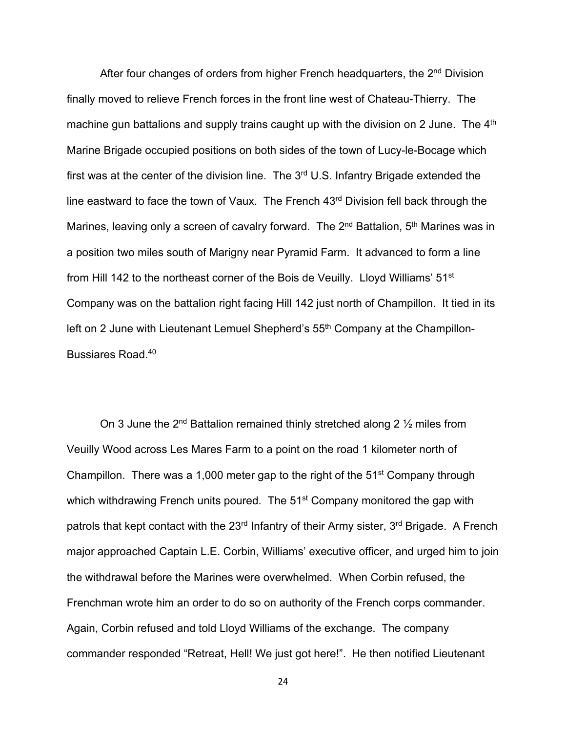After four changes of orders from higher French headquarters, the 2nd Division finally moved to relieve French forces in the front line west of Chateau-Thierry. The machine gun battalions and supply trains caught up with the division on 2 June. The 4th Marine Brigade occupied positions on both sides of the town of Lucy-le-Bocage which first was at the center of the division line. The 3rd U.S. Infantry Brigade extended the line eastward to face the town of Vaux. The French 43rd Division fell back through the Marines, leaving only a screen of cavalry forward. The 2nd Battalion, 5th Marines was in a position two miles south of Marigny near Pyramid Farm. It advanced to form a line from Hill 142 to the northeast corner of the Bois de Veuilly. Lloyd Williams' 51st Company was on the battalion right facing Hill 142 just north of Champillon. It tied in its left on 2 June with Lieutenant Lemuel Shepherd's 55th Company at the Champillon-Bussiares Road.[40]

On 3 June the 2nd Battalion remained thinly stretched along 2 ½ miles from Veuilly Wood across Les Mares Farm to a point on the road 1 kilometer north of Champillon. There was a 1,000 meter gap to the right of the 51st Company through which withdrawing French units poured. The 51st Company monitored the gap with patrols that kept contact with the 23rd Infantry of their Army sister, 3rd Brigade. A French major approached Captain L.E. Corbin, Williams' executive officer, and urged him to join the withdrawal before the Marines were overwhelmed. When Corbin refused, the Frenchman wrote him an order to do so on authority of the French corps commander. Again, Corbin refused and told Lloyd Williams of the exchange. The company commander responded "Retreat, Hell! We just got here!". He then notified Lieutenant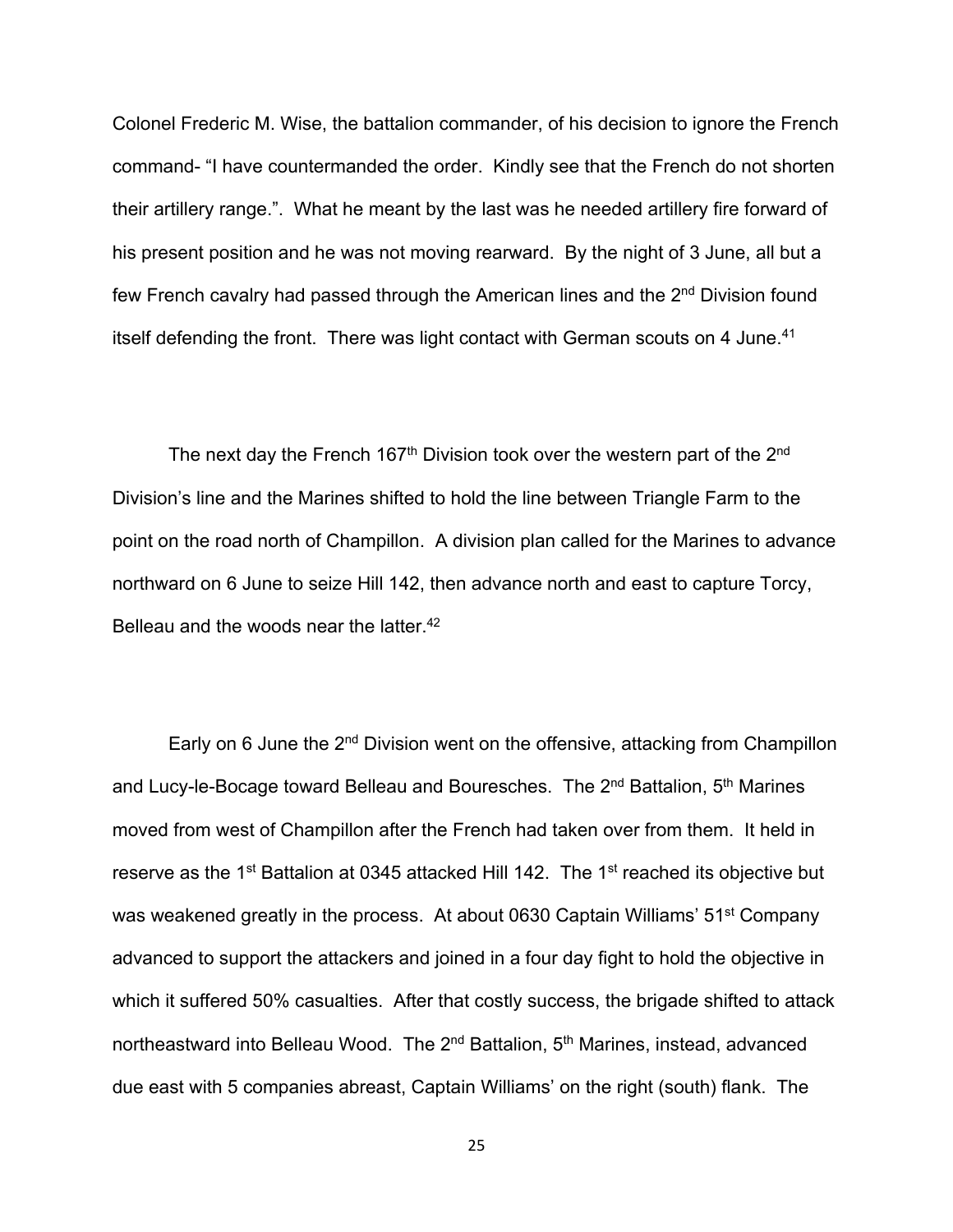Colonel Frederic M. Wise, the battalion commander, of his decision to ignore the French command- "I have countermanded the order. Kindly see that the French do not shorten their artillery range.". What he meant by the last was he needed artillery fire forward of his present position and he was not moving rearward. By the night of 3 June, all but a few French cavalry had passed through the American lines and the 2nd Division found itself defending the front. There was light contact with German scouts on 4 June.[41]

The next day the French 167th Division took over the western part of the 2nd Division's line and the Marines shifted to hold the line between Triangle Farm to the point on the road north of Champillon. A division plan called for the Marines to advance northward on 6 June to seize Hill 142, then advance north and east to capture Torcy, Belleau and the woods near the latter.[42]

Early on 6 June the 2nd Division went on the offensive, attacking from Champillon and Lucy-le-Bocage toward Belleau and Bouresches. The 2nd Battalion, 5th Marines moved from west of Champillon after the French had taken over from them. It held in reserve as the 1st Battalion at 0345 attacked Hill 142. The 1st reached its objective but was weakened greatly in the process. At about 0630 Captain Williams' 51st Company advanced to support the attackers and joined in a four day fight to hold the objective in which it suffered 50% casualties. After that costly success, the brigade shifted to attack northeastward into Belleau Wood. The 2nd Battalion, 5th Marines, instead, advanced due east with 5 companies abreast, Captain Williams' on the right (south) flank. The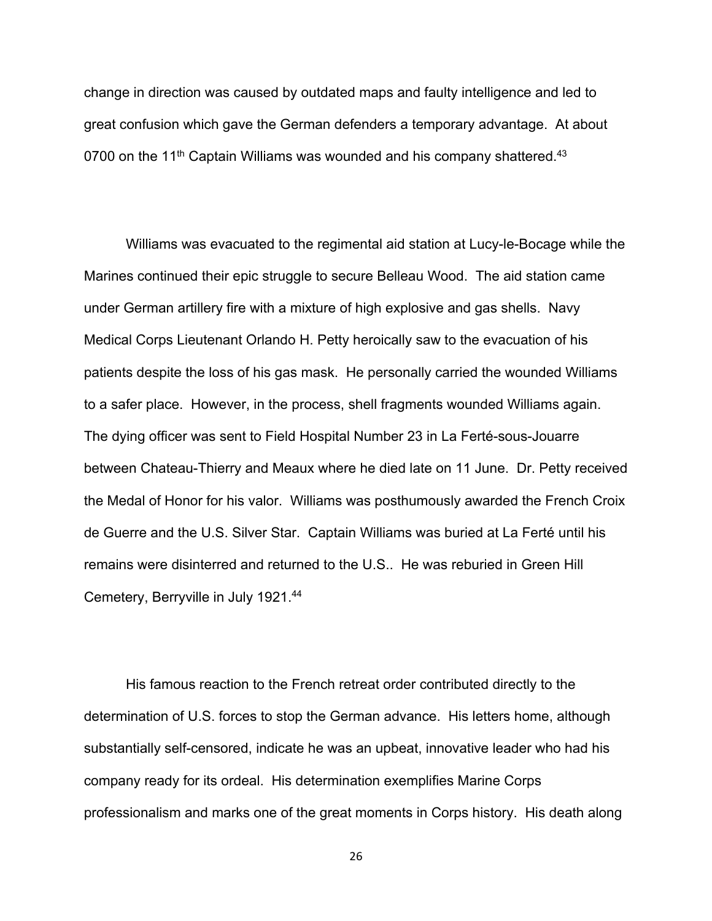change in direction was caused by outdated maps and faulty intelligence and led to great confusion which gave the German defenders a temporary advantage. At about 0700 on the 11th Captain Williams was wounded and his company shattered.[43]

Williams was evacuated to the regimental aid station at Lucy-le-Bocage while the Marines continued their epic struggle to secure Belleau Wood. The aid station came under German artillery fire with a mixture of high explosive and gas shells. Navy Medical Corps Lieutenant Orlando H. Petty heroically saw to the evacuation of his patients despite the loss of his gas mask. He personally carried the wounded Williams to a safer place. However, in the process, shell fragments wounded Williams again. The dying officer was sent to Field Hospital Number 23 in La Ferté-sous-Jouarre between Chateau-Thierry and Meaux where he died late on 11 June. Dr. Petty received the Medal of Honor for his valor. Williams was posthumously awarded the French Croix de Guerre and the U.S. Silver Star. Captain Williams was buried at La Ferté until his remains were disinterred and returned to the U.S.. He was reburied in Green Hill Cemetery, Berryville in July 1921.[44]

His famous reaction to the French retreat order contributed directly to the determination of U.S. forces to stop the German advance. His letters home, although substantially self-censored, indicate he was an upbeat, innovative leader who had his company ready for its ordeal. His determination exemplifies Marine Corps professionalism and marks one of the great moments in Corps history. His death along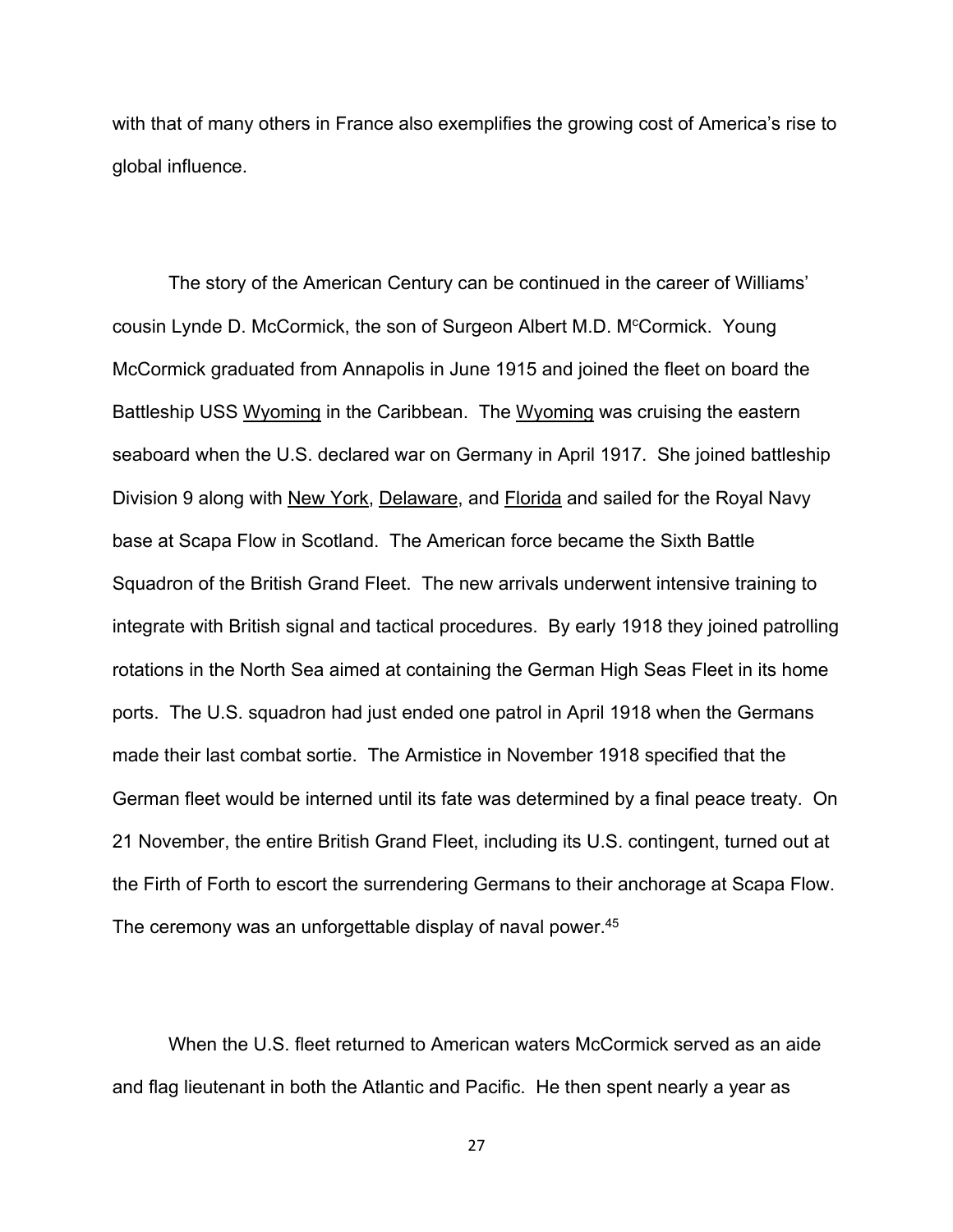with that of many others in France also exemplifies the growing cost of America's rise to global influence.

The story of the American Century can be continued in the career of Williams' cousin Lynde D. McCormick, the son of Surgeon Albert M.D. M^cCormick. Young McCormick graduated from Annapolis in June 1915 and joined the fleet on board the Battleship USS Wyoming in the Caribbean. The Wyoming was cruising the eastern seaboard when the U.S. declared war on Germany in April 1917. She joined battleship Division 9 along with New York, Delaware, and Florida and sailed for the Royal Navy base at Scapa Flow in Scotland. The American force became the Sixth Battle Squadron of the British Grand Fleet. The new arrivals underwent intensive training to integrate with British signal and tactical procedures. By early 1918 they joined patrolling rotations in the North Sea aimed at containing the German High Seas Fleet in its home ports. The U.S. squadron had just ended one patrol in April 1918 when the Germans made their last combat sortie. The Armistice in November 1918 specified that the German fleet would be interned until its fate was determined by a final peace treaty. On 21 November, the entire British Grand Fleet, including its U.S. contingent, turned out at the Firth of Forth to escort the surrendering Germans to their anchorage at Scapa Flow. The ceremony was an unforgettable display of naval power.[45]

When the U.S. fleet returned to American waters McCormick served as an aide and flag lieutenant in both the Atlantic and Pacific. He then spent nearly a year as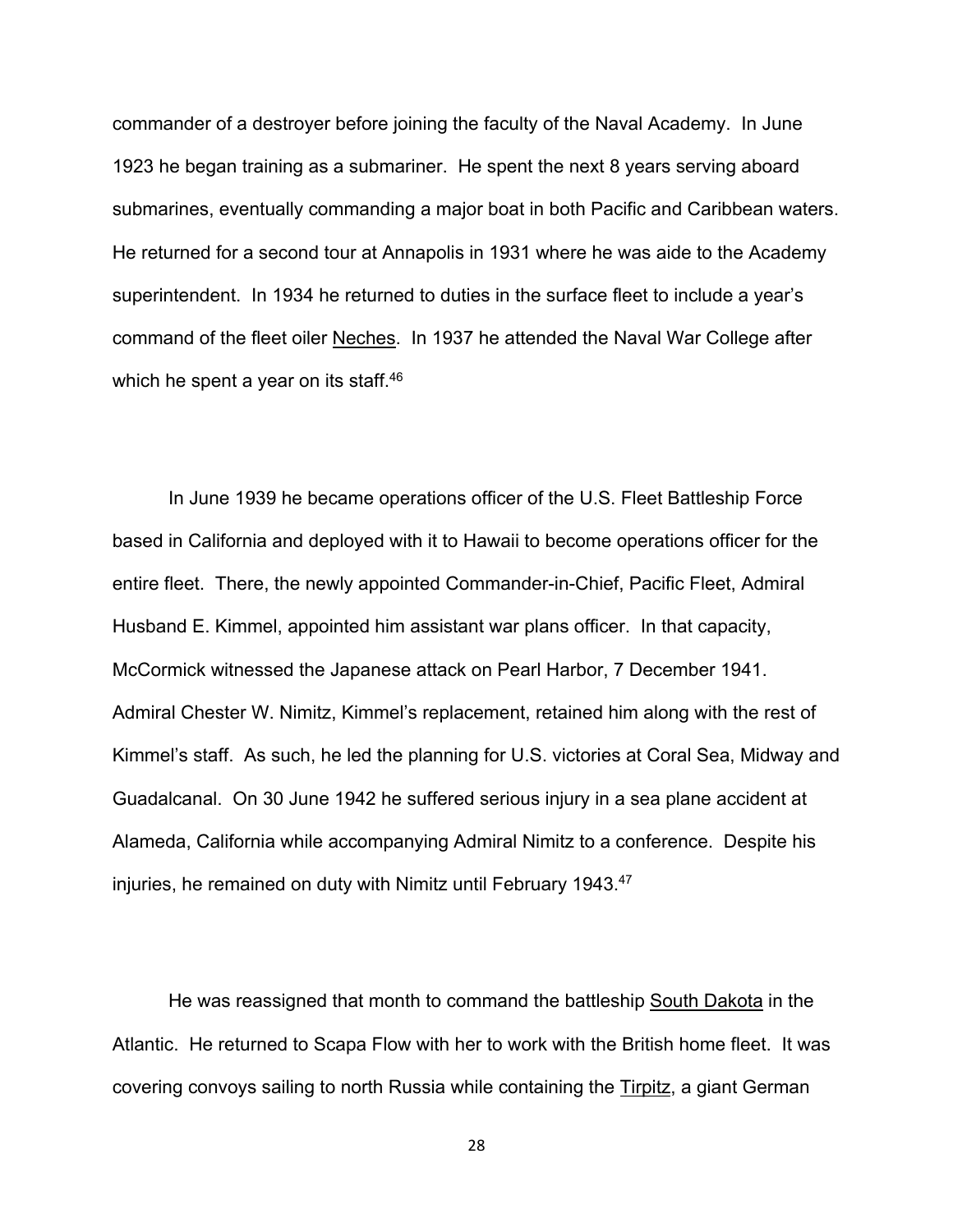commander of a destroyer before joining the faculty of the Naval Academy. In June 1923 he began training as a submariner. He spent the next 8 years serving aboard submarines, eventually commanding a major boat in both Pacific and Caribbean waters. He returned for a second tour at Annapolis in 1931 where he was aide to the Academy superintendent. In 1934 he returned to duties in the surface fleet to include a year's command of the fleet oiler Neches. In 1937 he attended the Naval War College after which he spent a year on its staff.[46]

In June 1939 he became operations officer of the U.S. Fleet Battleship Force based in California and deployed with it to Hawaii to become operations officer for the entire fleet. There, the newly appointed Commander-in-Chief, Pacific Fleet, Admiral Husband E. Kimmel, appointed him assistant war plans officer. In that capacity, McCormick witnessed the Japanese attack on Pearl Harbor, 7 December 1941. Admiral Chester W. Nimitz, Kimmel's replacement, retained him along with the rest of Kimmel's staff. As such, he led the planning for U.S. victories at Coral Sea, Midway and Guadalcanal. On 30 June 1942 he suffered serious injury in a sea plane accident at Alameda, California while accompanying Admiral Nimitz to a conference. Despite his injuries, he remained on duty with Nimitz until February 1943.[47]

He was reassigned that month to command the battleship South Dakota in the Atlantic. He returned to Scapa Flow with her to work with the British home fleet. It was covering convoys sailing to north Russia while containing the Tirpitz, a giant German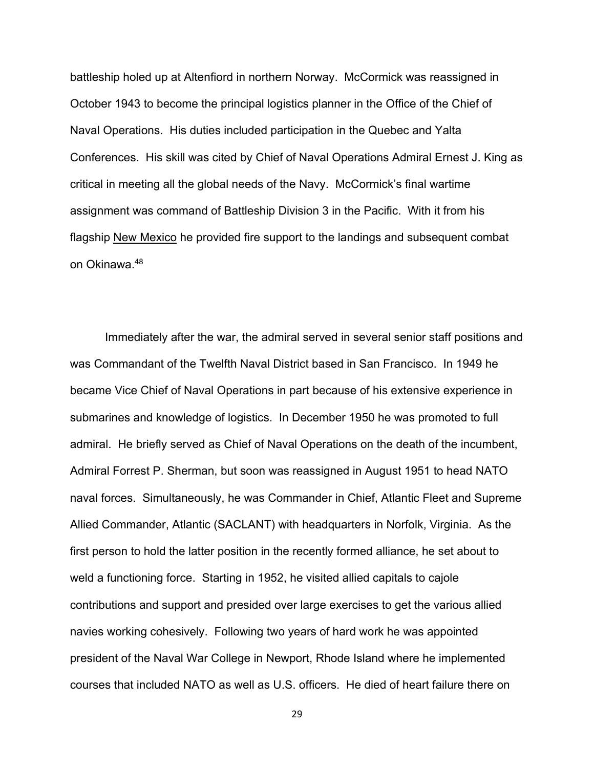battleship holed up at Altenfiord in northern Norway. McCormick was reassigned in October 1943 to become the principal logistics planner in the Office of the Chief of Naval Operations. His duties included participation in the Quebec and Yalta Conferences. His skill was cited by Chief of Naval Operations Admiral Ernest J. King as critical in meeting all the global needs of the Navy. McCormick's final wartime assignment was command of Battleship Division 3 in the Pacific. With it from his flagship <u>New Mexico</u> he provided fire support to the landings and subsequent combat on Okinawa.[48]

Immediately after the war, the admiral served in several senior staff positions and was Commandant of the Twelfth Naval District based in San Francisco. In 1949 he became Vice Chief of Naval Operations in part because of his extensive experience in submarines and knowledge of logistics. In December 1950 he was promoted to full admiral. He briefly served as Chief of Naval Operations on the death of the incumbent, Admiral Forrest P. Sherman, but soon was reassigned in August 1951 to head NATO naval forces. Simultaneously, he was Commander in Chief, Atlantic Fleet and Supreme Allied Commander, Atlantic (SACLANT) with headquarters in Norfolk, Virginia. As the first person to hold the latter position in the recently formed alliance, he set about to weld a functioning force. Starting in 1952, he visited allied capitals to cajole contributions and support and presided over large exercises to get the various allied navies working cohesively. Following two years of hard work he was appointed president of the Naval War College in Newport, Rhode Island where he implemented courses that included NATO as well as U.S. officers. He died of heart failure there on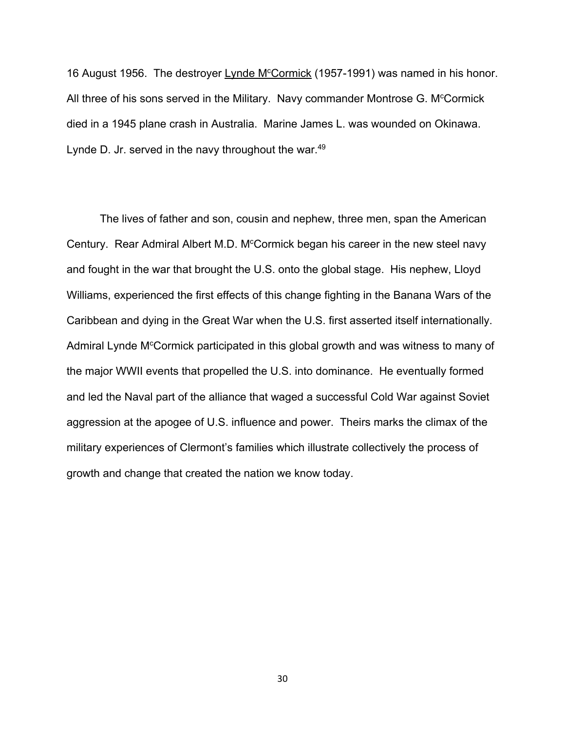16 August 1956. The destroyer Lynde M^cCormick (1957-1991) was named in his honor. All three of his sons served in the Military. Navy commander Montrose G. M^cCormick died in a 1945 plane crash in Australia. Marine James L. was wounded on Okinawa. Lynde D. Jr. served in the navy throughout the war.[49]

The lives of father and son, cousin and nephew, three men, span the American Century. Rear Admiral Albert M.D. M^cCormick began his career in the new steel navy and fought in the war that brought the U.S. onto the global stage. His nephew, Lloyd Williams, experienced the first effects of this change fighting in the Banana Wars of the Caribbean and dying in the Great War when the U.S. first asserted itself internationally. Admiral Lynde M^cCormick participated in this global growth and was witness to many of the major WWII events that propelled the U.S. into dominance. He eventually formed and led the Naval part of the alliance that waged a successful Cold War against Soviet aggression at the apogee of U.S. influence and power. Theirs marks the climax of the military experiences of Clermont's families which illustrate collectively the process of growth and change that created the nation we know today.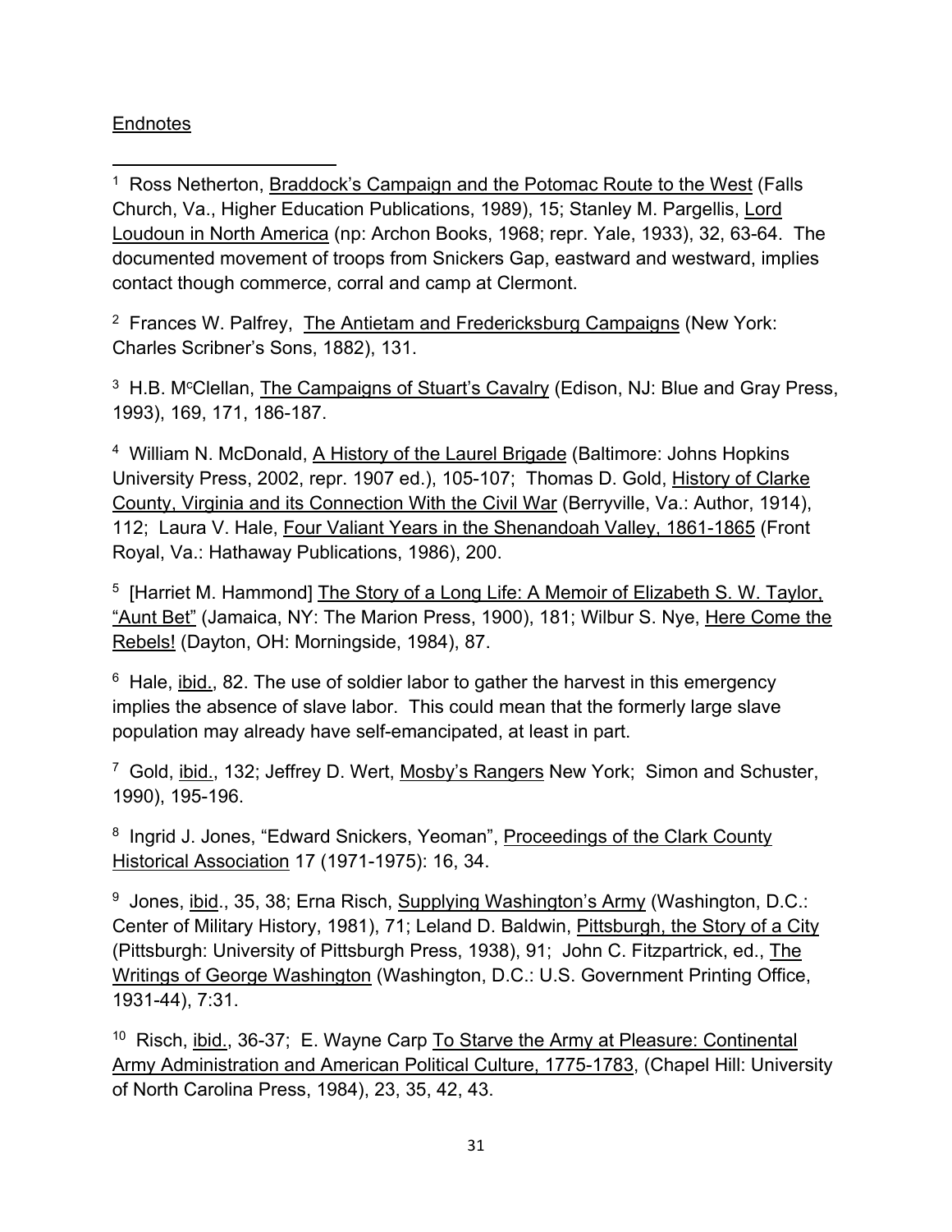Endnotes

[1] Ross Netherton, Braddock's Campaign and the Potomac Route to the West (Falls Church, Va., Higher Education Publications, 1989), 15; Stanley M. Pargellis, Lord Loudoun in North America (np: Archon Books, 1968; repr. Yale, 1933), 32, 63-64. The documented movement of troops from Snickers Gap, eastward and westward, implies contact though commerce, corral and camp at Clermont.

[2] Frances W. Palfrey, The Antietam and Fredericksburg Campaigns (New York: Charles Scribner's Sons, 1882), 131.

[3] H.B. McClellan, The Campaigns of Stuart's Cavalry (Edison, NJ: Blue and Gray Press, 1993), 169, 171, 186-187.

[4] William N. McDonald, A History of the Laurel Brigade (Baltimore: Johns Hopkins University Press, 2002, repr. 1907 ed.), 105-107; Thomas D. Gold, History of Clarke County, Virginia and its Connection With the Civil War (Berryville, Va.: Author, 1914), 112; Laura V. Hale, Four Valiant Years in the Shenandoah Valley, 1861-1865 (Front Royal, Va.: Hathaway Publications, 1986), 200.

[5] [Harriet M. Hammond] The Story of a Long Life: A Memoir of Elizabeth S. W. Taylor, "Aunt Bet" (Jamaica, NY: The Marion Press, 1900), 181; Wilbur S. Nye, Here Come the Rebels! (Dayton, OH: Morningside, 1984), 87.

[6] Hale, ibid., 82. The use of soldier labor to gather the harvest in this emergency implies the absence of slave labor. This could mean that the formerly large slave population may already have self-emancipated, at least in part.

[7] Gold, ibid., 132; Jeffrey D. Wert, Mosby's Rangers New York; Simon and Schuster, 1990), 195-196.

[8] Ingrid J. Jones, "Edward Snickers, Yeoman", Proceedings of the Clark County Historical Association 17 (1971-1975): 16, 34.

[9] Jones, ibid., 35, 38; Erna Risch, Supplying Washington's Army (Washington, D.C.: Center of Military History, 1981), 71; Leland D. Baldwin, Pittsburgh, the Story of a City (Pittsburgh: University of Pittsburgh Press, 1938), 91; John C. Fitzpartrick, ed., The Writings of George Washington (Washington, D.C.: U.S. Government Printing Office, 1931-44), 7:31.

[10] Risch, ibid., 36-37; E. Wayne Carp To Starve the Army at Pleasure: Continental Army Administration and American Political Culture, 1775-1783, (Chapel Hill: University of North Carolina Press, 1984), 23, 35, 42, 43.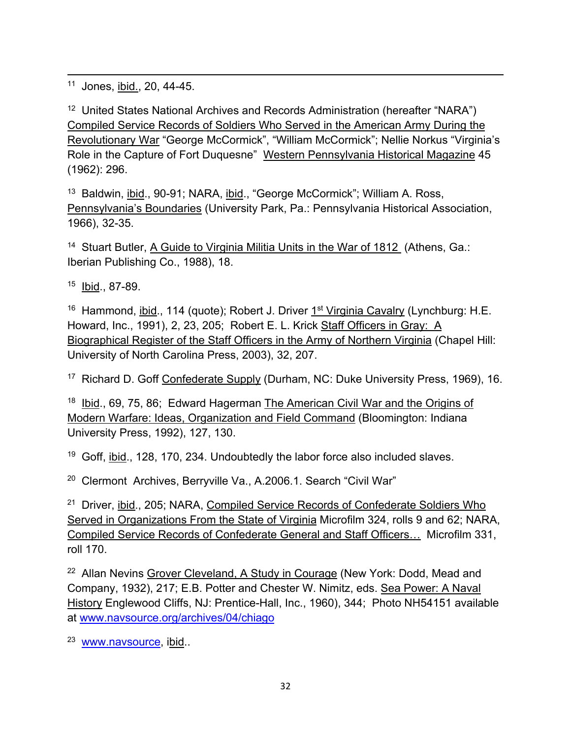[11] Jones, ibid., 20, 44-45.

[12] United States National Archives and Records Administration (hereafter "NARA") Compiled Service Records of Soldiers Who Served in the American Army During the Revolutionary War "George McCormick", "William McCormick"; Nellie Norkus "Virginia's Role in the Capture of Fort Duquesne" Western Pennsylvania Historical Magazine 45 (1962): 296.

[13] Baldwin, ibid., 90-91; NARA, ibid., "George McCormick"; William A. Ross, Pennsylvania's Boundaries (University Park, Pa.: Pennsylvania Historical Association, 1966), 32-35.

[14] Stuart Butler, A Guide to Virginia Militia Units in the War of 1812 (Athens, Ga.: Iberian Publishing Co., 1988), 18.

[15] Ibid., 87-89.

[16] Hammond, ibid., 114 (quote); Robert J. Driver 1st Virginia Cavalry (Lynchburg: H.E. Howard, Inc., 1991), 2, 23, 205; Robert E. L. Krick Staff Officers in Gray: A Biographical Register of the Staff Officers in the Army of Northern Virginia (Chapel Hill: University of North Carolina Press, 2003), 32, 207.

[17] Richard D. Goff Confederate Supply (Durham, NC: Duke University Press, 1969), 16.

[18] Ibid., 69, 75, 86; Edward Hagerman The American Civil War and the Origins of Modern Warfare: Ideas, Organization and Field Command (Bloomington: Indiana University Press, 1992), 127, 130.

[19] Goff, ibid., 128, 170, 234. Undoubtedly the labor force also included slaves.

[20] Clermont Archives, Berryville Va., A.2006.1. Search "Civil War"

[21] Driver, ibid., 205; NARA, Compiled Service Records of Confederate Soldiers Who Served in Organizations From the State of Virginia Microfilm 324, rolls 9 and 62; NARA, Compiled Service Records of Confederate General and Staff Officers… Microfilm 331, roll 170.

[22] Allan Nevins Grover Cleveland, A Study in Courage (New York: Dodd, Mead and Company, 1932), 217; E.B. Potter and Chester W. Nimitz, eds. Sea Power: A Naval History Englewood Cliffs, NJ: Prentice-Hall, Inc., 1960), 344; Photo NH54151 available at www.navsource.org/archives/04/chiago

[23] www.navsource, ibid..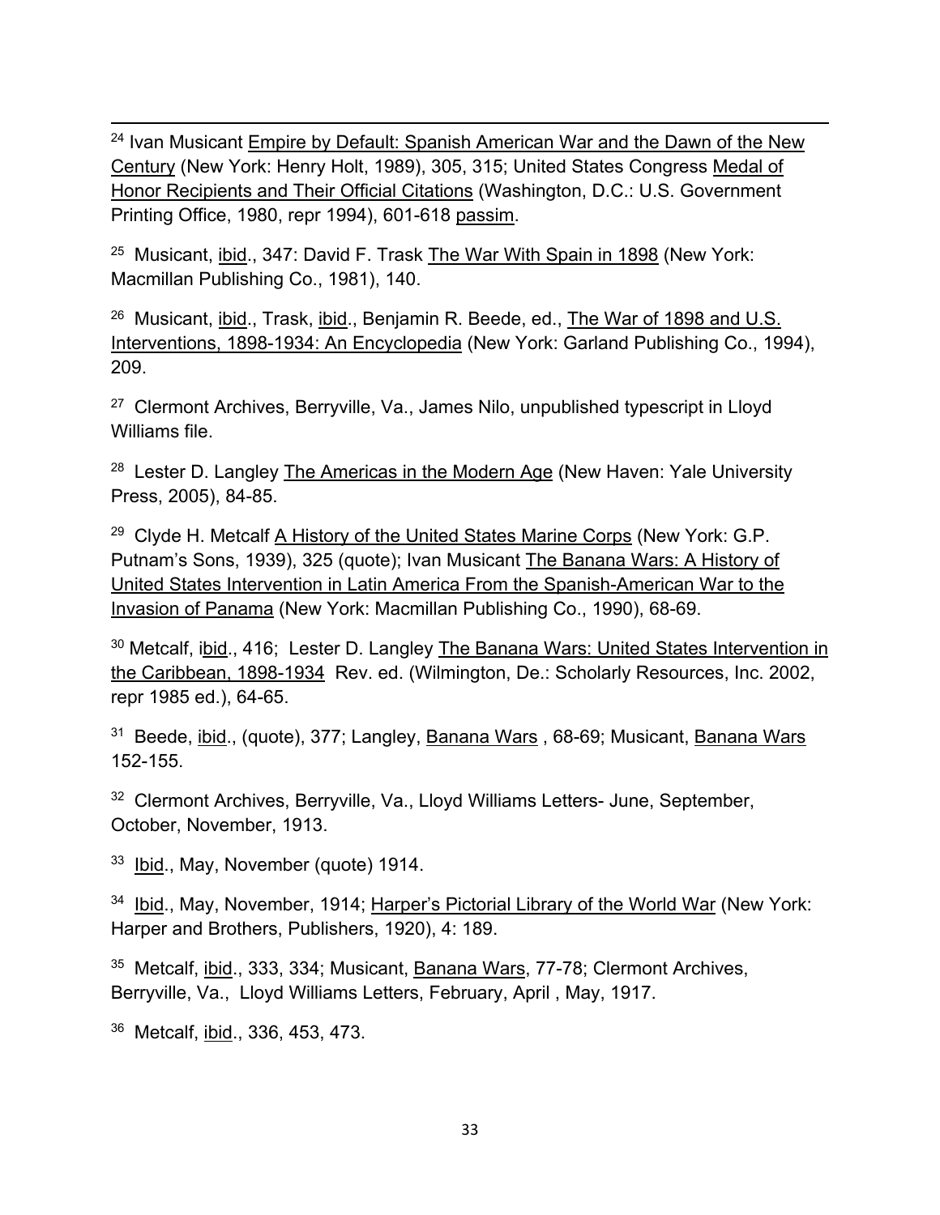[24] Ivan Musicant Empire by Default: Spanish American War and the Dawn of the New Century (New York: Henry Holt, 1989), 305, 315; United States Congress Medal of Honor Recipients and Their Official Citations (Washington, D.C.: U.S. Government Printing Office, 1980, repr 1994), 601-618 passim.

[25] Musicant, ibid., 347: David F. Trask The War With Spain in 1898 (New York: Macmillan Publishing Co., 1981), 140.

[26] Musicant, ibid., Trask, ibid., Benjamin R. Beede, ed., The War of 1898 and U.S. Interventions, 1898-1934: An Encyclopedia (New York: Garland Publishing Co., 1994), 209.

[27] Clermont Archives, Berryville, Va., James Nilo, unpublished typescript in Lloyd Williams file.

[28] Lester D. Langley The Americas in the Modern Age (New Haven: Yale University Press, 2005), 84-85.

[29] Clyde H. Metcalf A History of the United States Marine Corps (New York: G.P. Putnam's Sons, 1939), 325 (quote); Ivan Musicant The Banana Wars: A History of United States Intervention in Latin America From the Spanish-American War to the Invasion of Panama (New York: Macmillan Publishing Co., 1990), 68-69.

[30] Metcalf, ibid., 416; Lester D. Langley The Banana Wars: United States Intervention in the Caribbean, 1898-1934 Rev. ed. (Wilmington, De.: Scholarly Resources, Inc. 2002, repr 1985 ed.), 64-65.

[31] Beede, ibid., (quote), 377; Langley, Banana Wars , 68-69; Musicant, Banana Wars 152-155.

[32] Clermont Archives, Berryville, Va., Lloyd Williams Letters- June, September, October, November, 1913.

[33] Ibid., May, November (quote) 1914.

[34] Ibid., May, November, 1914; Harper's Pictorial Library of the World War (New York: Harper and Brothers, Publishers, 1920), 4: 189.

[35] Metcalf, ibid., 333, 334; Musicant, Banana Wars, 77-78; Clermont Archives, Berryville, Va., Lloyd Williams Letters, February, April , May, 1917.

[36] Metcalf, ibid., 336, 453, 473.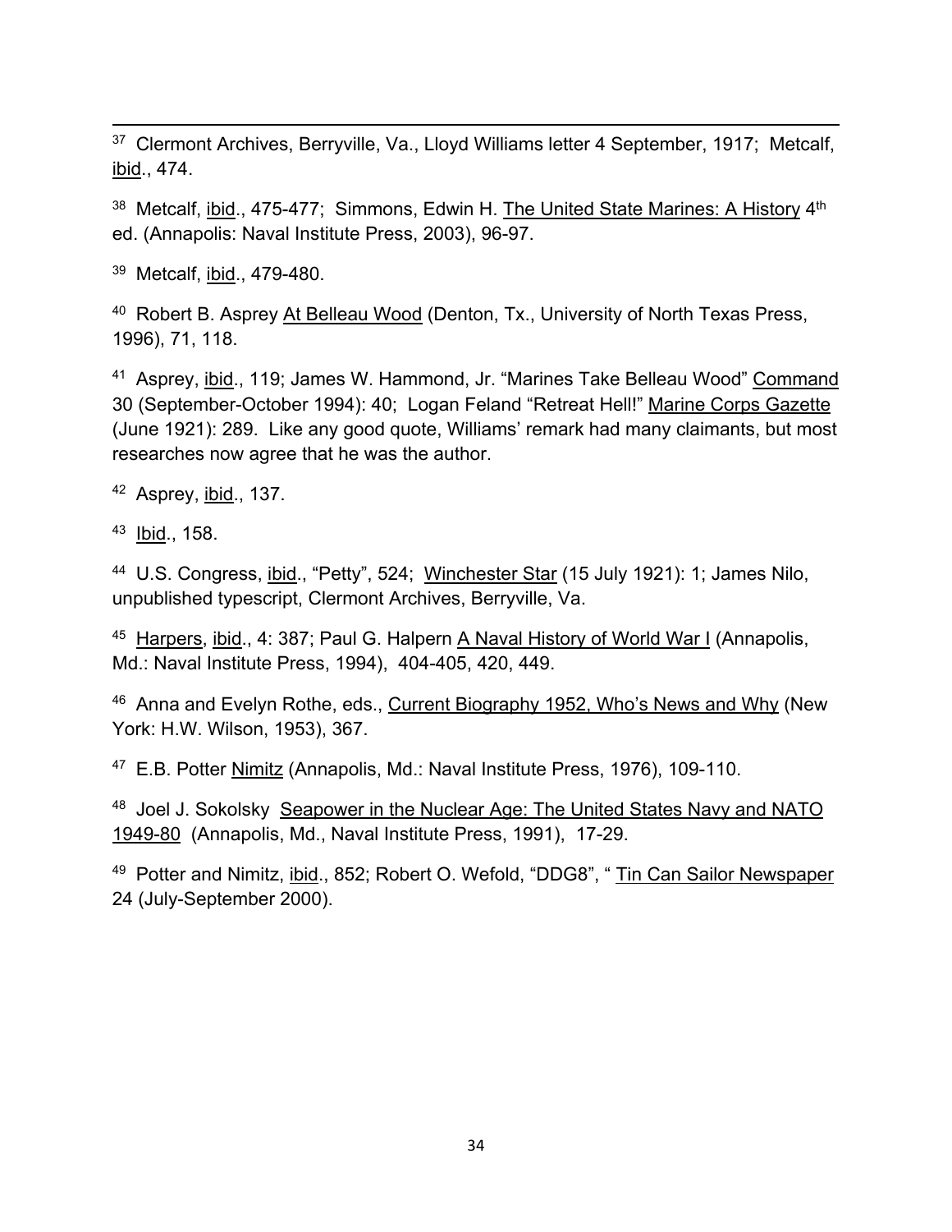[37] Clermont Archives, Berryville, Va., Lloyd Williams letter 4 September, 1917; Metcalf, ibid., 474.

[38] Metcalf, ibid., 475-477; Simmons, Edwin H. The United State Marines: A History 4th ed. (Annapolis: Naval Institute Press, 2003), 96-97.

[39] Metcalf, ibid., 479-480.

[40] Robert B. Asprey At Belleau Wood (Denton, Tx., University of North Texas Press, 1996), 71, 118.

[41] Asprey, ibid., 119; James W. Hammond, Jr. "Marines Take Belleau Wood" Command 30 (September-October 1994): 40; Logan Feland "Retreat Hell!" Marine Corps Gazette (June 1921): 289. Like any good quote, Williams' remark had many claimants, but most researches now agree that he was the author.

[42] Asprey, ibid., 137.

[43] Ibid., 158.

[44] U.S. Congress, ibid., "Petty", 524; Winchester Star (15 July 1921): 1; James Nilo, unpublished typescript, Clermont Archives, Berryville, Va.

[45] Harpers, ibid., 4: 387; Paul G. Halpern A Naval History of World War I (Annapolis, Md.: Naval Institute Press, 1994), 404-405, 420, 449.

[46] Anna and Evelyn Rothe, eds., Current Biography 1952, Who's News and Why (New York: H.W. Wilson, 1953), 367.

[47] E.B. Potter Nimitz (Annapolis, Md.: Naval Institute Press, 1976), 109-110.

[48] Joel J. Sokolsky Seapower in the Nuclear Age: The United States Navy and NATO 1949-80 (Annapolis, Md., Naval Institute Press, 1991), 17-29.

[49] Potter and Nimitz, ibid., 852; Robert O. Wefold, "DDG8", " Tin Can Sailor Newspaper 24 (July-September 2000).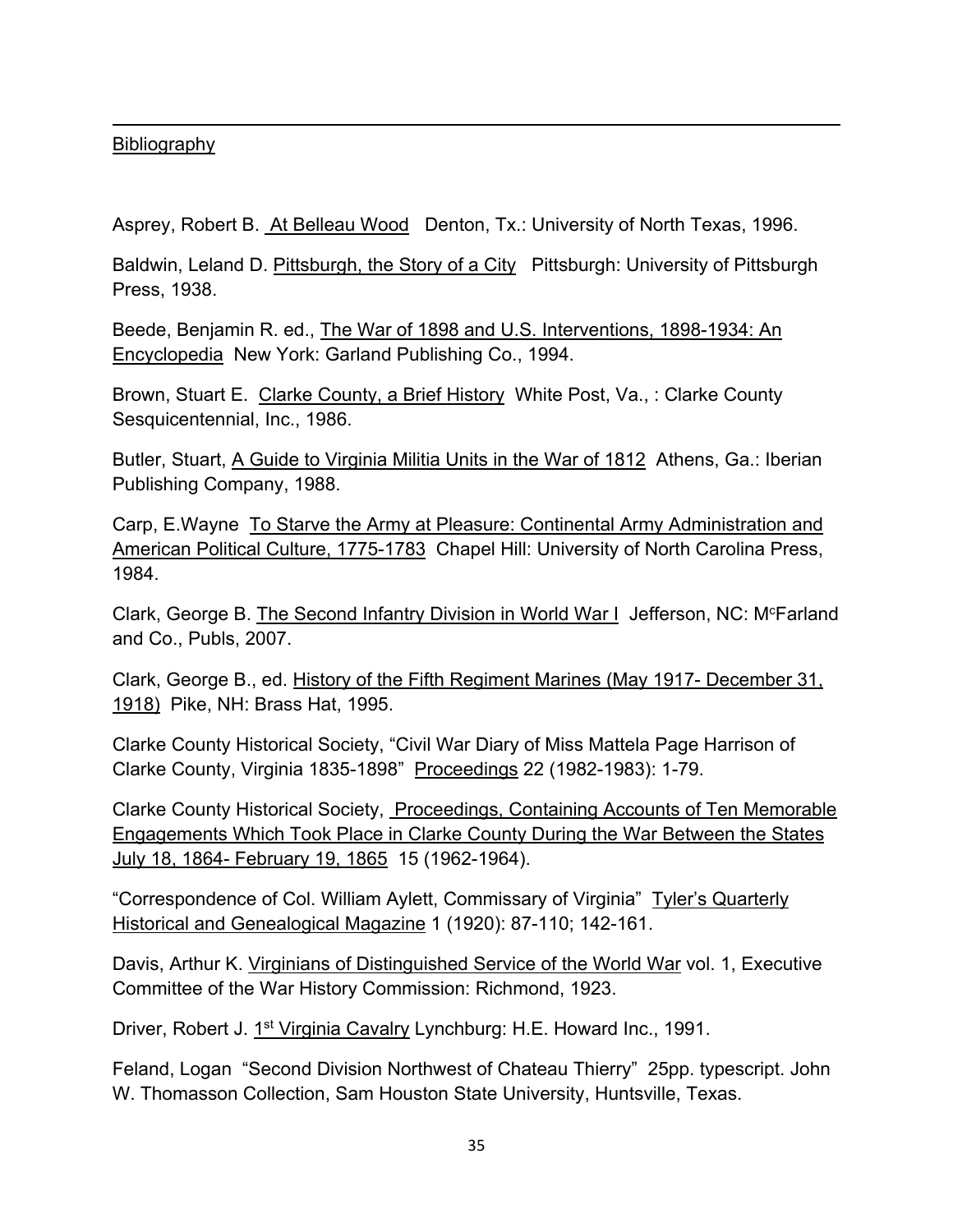Bibliography

Asprey, Robert B. At Belleau Wood Denton, Tx.: University of North Texas, 1996.

Baldwin, Leland D. Pittsburgh, the Story of a City Pittsburgh: University of Pittsburgh Press, 1938.

Beede, Benjamin R. ed., The War of 1898 and U.S. Interventions, 1898-1934: An Encyclopedia New York: Garland Publishing Co., 1994.

Brown, Stuart E. Clarke County, a Brief History White Post, Va., : Clarke County Sesquicentennial, Inc., 1986.

Butler, Stuart, A Guide to Virginia Militia Units in the War of 1812 Athens, Ga.: Iberian Publishing Company, 1988.

Carp, E.Wayne To Starve the Army at Pleasure: Continental Army Administration and American Political Culture, 1775-1783 Chapel Hill: University of North Carolina Press, 1984.

Clark, George B. The Second Infantry Division in World War I Jefferson, NC: McFarland and Co., Publs, 2007.

Clark, George B., ed. History of the Fifth Regiment Marines (May 1917- December 31, 1918) Pike, NH: Brass Hat, 1995.

Clarke County Historical Society, "Civil War Diary of Miss Mattela Page Harrison of Clarke County, Virginia 1835-1898" Proceedings 22 (1982-1983): 1-79.

Clarke County Historical Society, Proceedings, Containing Accounts of Ten Memorable Engagements Which Took Place in Clarke County During the War Between the States July 18, 1864- February 19, 1865 15 (1962-1964).

"Correspondence of Col. William Aylett, Commissary of Virginia" Tyler's Quarterly Historical and Genealogical Magazine 1 (1920): 87-110; 142-161.

Davis, Arthur K. Virginians of Distinguished Service of the World War vol. 1, Executive Committee of the War History Commission: Richmond, 1923.

Driver, Robert J. 1st Virginia Cavalry Lynchburg: H.E. Howard Inc., 1991.

Feland, Logan "Second Division Northwest of Chateau Thierry" 25pp. typescript. John W. Thomasson Collection, Sam Houston State University, Huntsville, Texas.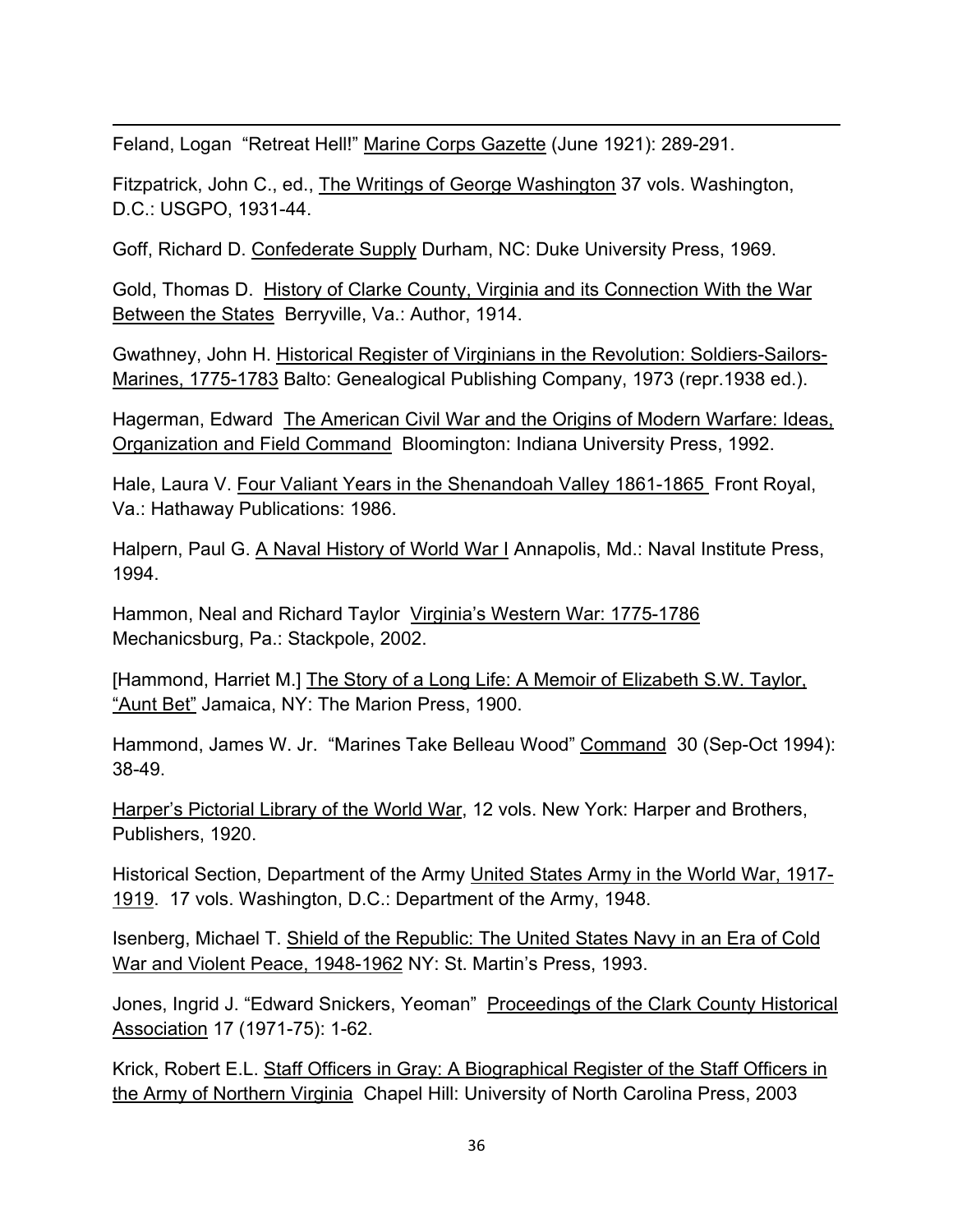Feland, Logan "Retreat Hell!" <u>Marine Corps Gazette</u> (June 1921): 289-291.

Fitzpatrick, John C., ed., <u>The Writings of George Washington</u> 37 vols. Washington, D.C.: USGPO, 1931-44.

Goff, Richard D. <u>Confederate Supply</u> Durham, NC: Duke University Press, 1969.

Gold, Thomas D. <u>History of Clarke County, Virginia and its Connection With the War Between the States</u> Berryville, Va.: Author, 1914.

Gwathney, John H. <u>Historical Register of Virginians in the Revolution: Soldiers-Sailors-Marines, 1775-1783</u> Balto: Genealogical Publishing Company, 1973 (repr.1938 ed.).

Hagerman, Edward <u>The American Civil War and the Origins of Modern Warfare: Ideas, Organization and Field Command</u> Bloomington: Indiana University Press, 1992.

Hale, Laura V. <u>Four Valiant Years in the Shenandoah Valley 1861-1865</u> Front Royal, Va.: Hathaway Publications: 1986.

Halpern, Paul G. <u>A Naval History of World War I</u> Annapolis, Md.: Naval Institute Press, 1994.

Hammon, Neal and Richard Taylor <u>Virginia's Western War: 1775-1786</u> Mechanicsburg, Pa.: Stackpole, 2002.

[Hammond, Harriet M.] <u>The Story of a Long Life: A Memoir of Elizabeth S.W. Taylor, "Aunt Bet"</u> Jamaica, NY: The Marion Press, 1900.

Hammond, James W. Jr. "Marines Take Belleau Wood" <u>Command</u> 30 (Sep-Oct 1994): 38-49.

<u>Harper's Pictorial Library of the World War</u>, 12 vols. New York: Harper and Brothers, Publishers, 1920.

Historical Section, Department of the Army <u>United States Army in the World War, 1917-1919</u>. 17 vols. Washington, D.C.: Department of the Army, 1948.

Isenberg, Michael T. <u>Shield of the Republic: The United States Navy in an Era of Cold War and Violent Peace, 1948-1962</u> NY: St. Martin's Press, 1993.

Jones, Ingrid J. "Edward Snickers, Yeoman" <u>Proceedings of the Clark County Historical Association</u> 17 (1971-75): 1-62.

Krick, Robert E.L. <u>Staff Officers in Gray: A Biographical Register of the Staff Officers in the Army of Northern Virginia</u> Chapel Hill: University of North Carolina Press, 2003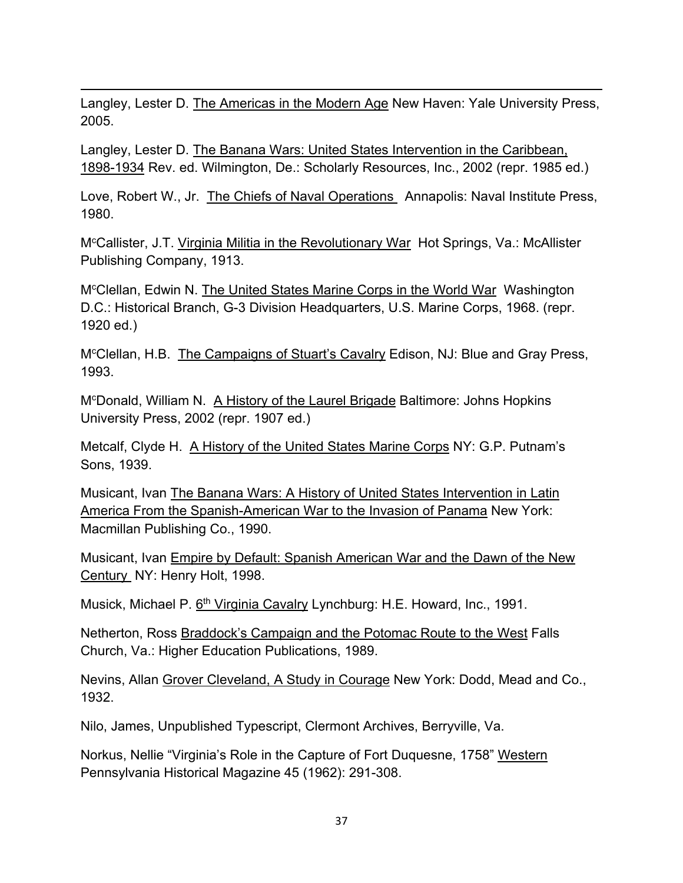Langley, Lester D. The Americas in the Modern Age New Haven: Yale University Press, 2005.

Langley, Lester D. The Banana Wars: United States Intervention in the Caribbean, 1898-1934 Rev. ed. Wilmington, De.: Scholarly Resources, Inc., 2002 (repr. 1985 ed.)

Love, Robert W., Jr. The Chiefs of Naval Operations Annapolis: Naval Institute Press, 1980.

McCallister, J.T. Virginia Militia in the Revolutionary War Hot Springs, Va.: McAllister Publishing Company, 1913.

McClellan, Edwin N. The United States Marine Corps in the World War Washington D.C.: Historical Branch, G-3 Division Headquarters, U.S. Marine Corps, 1968. (repr. 1920 ed.)

McClellan, H.B. The Campaigns of Stuart's Cavalry Edison, NJ: Blue and Gray Press, 1993.

McDonald, William N. A History of the Laurel Brigade Baltimore: Johns Hopkins University Press, 2002 (repr. 1907 ed.)

Metcalf, Clyde H. A History of the United States Marine Corps NY: G.P. Putnam's Sons, 1939.

Musicant, Ivan The Banana Wars: A History of United States Intervention in Latin America From the Spanish-American War to the Invasion of Panama New York: Macmillan Publishing Co., 1990.

Musicant, Ivan Empire by Default: Spanish American War and the Dawn of the New Century NY: Henry Holt, 1998.

Musick, Michael P. 6th Virginia Cavalry Lynchburg: H.E. Howard, Inc., 1991.

Netherton, Ross Braddock's Campaign and the Potomac Route to the West Falls Church, Va.: Higher Education Publications, 1989.

Nevins, Allan Grover Cleveland, A Study in Courage New York: Dodd, Mead and Co., 1932.

Nilo, James, Unpublished Typescript, Clermont Archives, Berryville, Va.

Norkus, Nellie "Virginia's Role in the Capture of Fort Duquesne, 1758" Western Pennsylvania Historical Magazine 45 (1962): 291-308.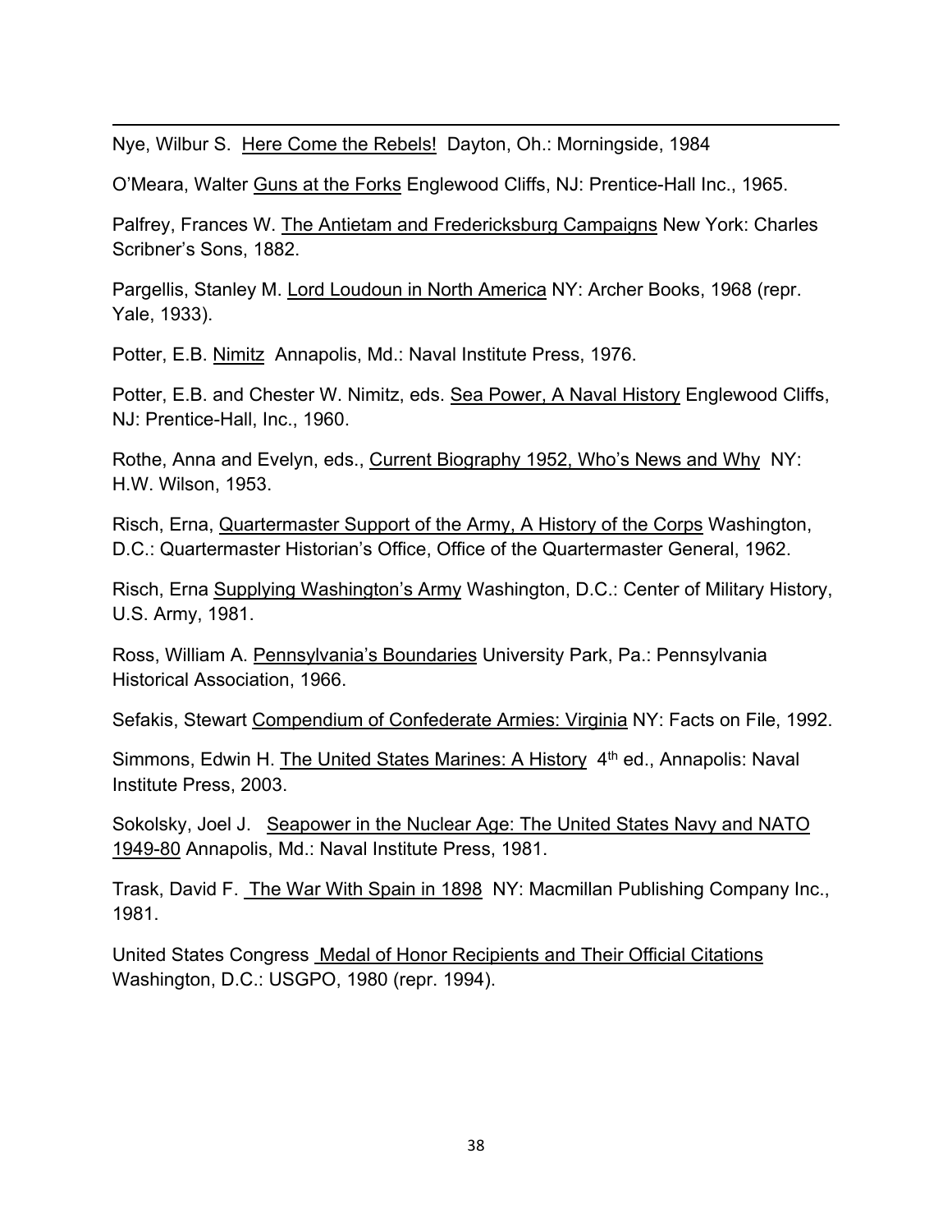Nye, Wilbur S. Here Come the Rebels! Dayton, Oh.: Morningside, 1984

O'Meara, Walter Guns at the Forks Englewood Cliffs, NJ: Prentice-Hall Inc., 1965.

Palfrey, Frances W. The Antietam and Fredericksburg Campaigns New York: Charles Scribner's Sons, 1882.

Pargellis, Stanley M. Lord Loudoun in North America NY: Archer Books, 1968 (repr. Yale, 1933).

Potter, E.B. Nimitz Annapolis, Md.: Naval Institute Press, 1976.

Potter, E.B. and Chester W. Nimitz, eds. Sea Power, A Naval History Englewood Cliffs, NJ: Prentice-Hall, Inc., 1960.

Rothe, Anna and Evelyn, eds., Current Biography 1952, Who's News and Why NY: H.W. Wilson, 1953.

Risch, Erna, Quartermaster Support of the Army, A History of the Corps Washington, D.C.: Quartermaster Historian's Office, Office of the Quartermaster General, 1962.

Risch, Erna Supplying Washington's Army Washington, D.C.: Center of Military History, U.S. Army, 1981.

Ross, William A. Pennsylvania's Boundaries University Park, Pa.: Pennsylvania Historical Association, 1966.

Sefakis, Stewart Compendium of Confederate Armies: Virginia NY: Facts on File, 1992.

Simmons, Edwin H. The United States Marines: A History 4th ed., Annapolis: Naval Institute Press, 2003.

Sokolsky, Joel J. Seapower in the Nuclear Age: The United States Navy and NATO 1949-80 Annapolis, Md.: Naval Institute Press, 1981.

Trask, David F. The War With Spain in 1898 NY: Macmillan Publishing Company Inc., 1981.

United States Congress Medal of Honor Recipients and Their Official Citations Washington, D.C.: USGPO, 1980 (repr. 1994).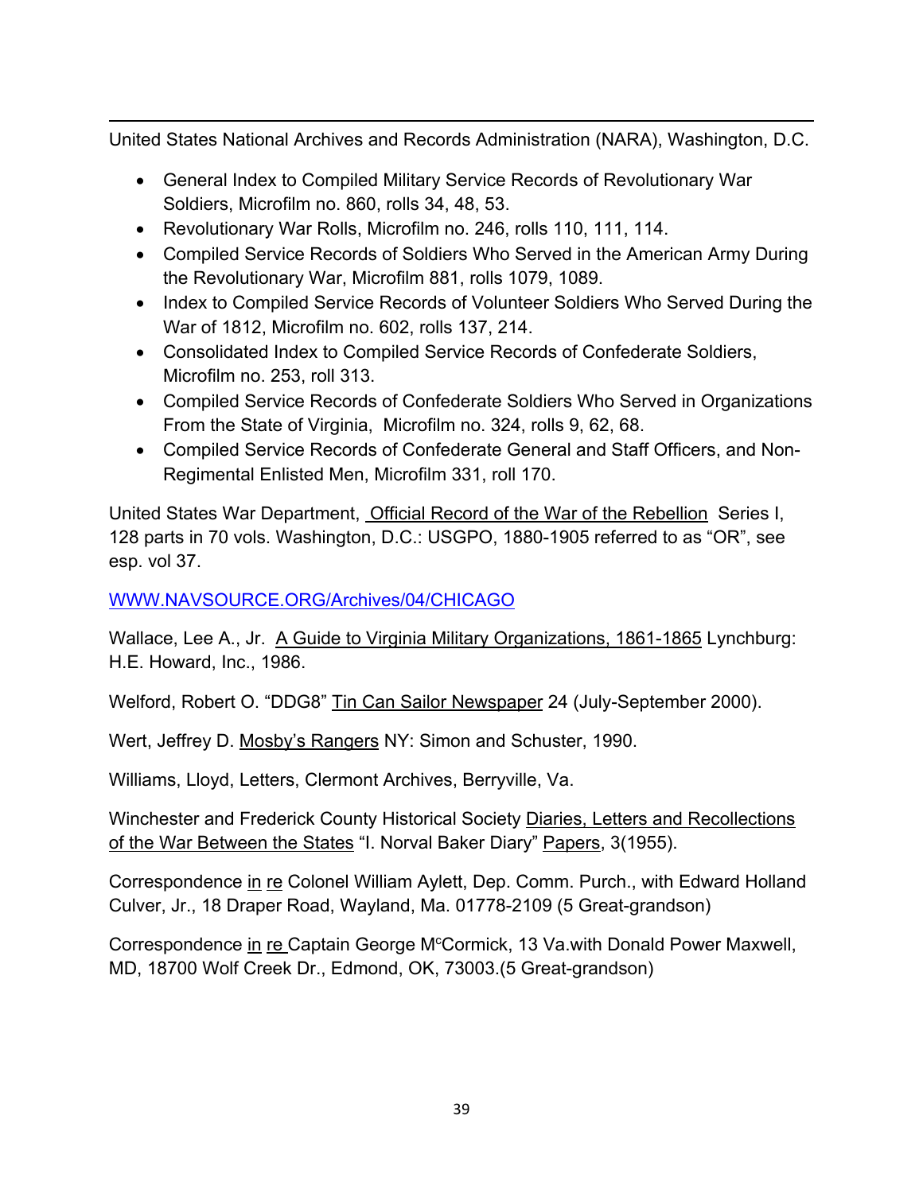United States National Archives and Records Administration (NARA), Washington, D.C.

- General Index to Compiled Military Service Records of Revolutionary War Soldiers, Microfilm no. 860, rolls 34, 48, 53.
- Revolutionary War Rolls, Microfilm no. 246, rolls 110, 111, 114.
- Compiled Service Records of Soldiers Who Served in the American Army During the Revolutionary War, Microfilm 881, rolls 1079, 1089.
- Index to Compiled Service Records of Volunteer Soldiers Who Served During the War of 1812, Microfilm no. 602, rolls 137, 214.
- Consolidated Index to Compiled Service Records of Confederate Soldiers, Microfilm no. 253, roll 313.
- Compiled Service Records of Confederate Soldiers Who Served in Organizations From the State of Virginia, Microfilm no. 324, rolls 9, 62, 68.
- Compiled Service Records of Confederate General and Staff Officers, and Non-Regimental Enlisted Men, Microfilm 331, roll 170.

United States War Department, Official Record of the War of the Rebellion Series I, 128 parts in 70 vols. Washington, D.C.: USGPO, 1880-1905 referred to as "OR", see esp. vol 37.

WWW.NAVSOURCE.ORG/Archives/04/CHICAGO

Wallace, Lee A., Jr. A Guide to Virginia Military Organizations, 1861-1865 Lynchburg: H.E. Howard, Inc., 1986.

Welford, Robert O. "DDG8" Tin Can Sailor Newspaper 24 (July-September 2000).

Wert, Jeffrey D. Mosby's Rangers NY: Simon and Schuster, 1990.

Williams, Lloyd, Letters, Clermont Archives, Berryville, Va.

Winchester and Frederick County Historical Society Diaries, Letters and Recollections of the War Between the States "I. Norval Baker Diary" Papers, 3(1955).

Correspondence in re Colonel William Aylett, Dep. Comm. Purch., with Edward Holland Culver, Jr., 18 Draper Road, Wayland, Ma. 01778-2109 (5 Great-grandson)

Correspondence in re Captain George McCormick, 13 Va.with Donald Power Maxwell, MD, 18700 Wolf Creek Dr., Edmond, OK, 73003.(5 Great-grandson)